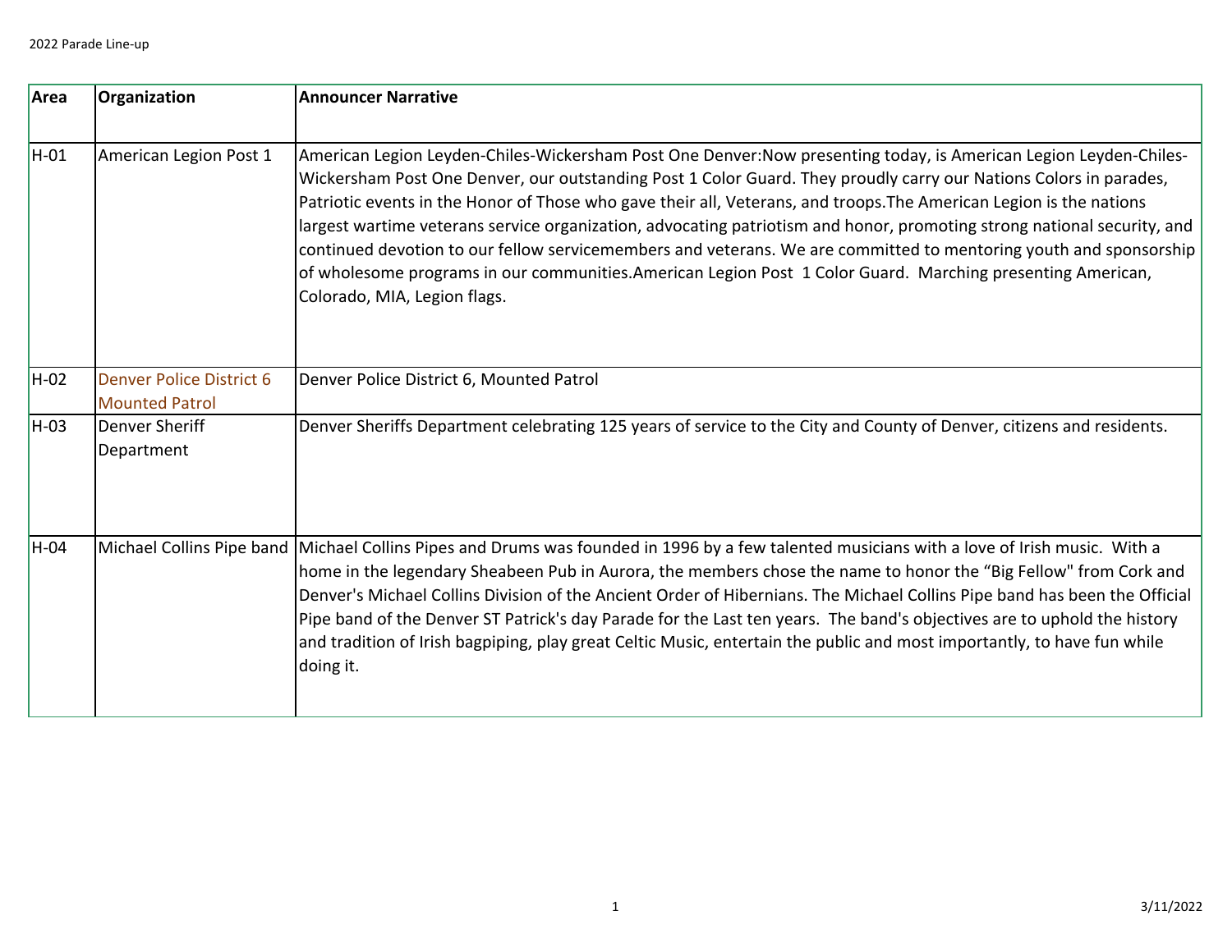2022 Parade Line-up

| Area | Organization | Announcer Narrative |
|---|---|---|
| H-01 | American Legion Post 1 | American Legion Leyden-Chiles-Wickersham Post One Denver:Now presenting today, is American Legion Leyden-Chiles-Wickersham Post One Denver, our outstanding Post 1 Color Guard. They proudly carry our Nations Colors in parades, Patriotic events in the Honor of Those who gave their all, Veterans, and troops.The American Legion is the nations largest wartime veterans service organization, advocating patriotism and honor, promoting strong national security, and continued devotion to our fellow servicemembers and veterans. We are committed to mentoring youth and sponsorship of wholesome programs in our communities.American Legion Post 1 Color Guard. Marching presenting American, Colorado, MIA, Legion flags. |
| H-02 | Denver Police District 6 Mounted Patrol | Denver Police District 6, Mounted Patrol |
| H-03 | Denver Sheriff Department | Denver Sheriffs Department celebrating 125 years of service to the City and County of Denver, citizens and residents. |
| H-04 | Michael Collins Pipe band | Michael Collins Pipes and Drums was founded in 1996 by a few talented musicians with a love of Irish music. With a home in the legendary Sheabeen Pub in Aurora, the members chose the name to honor the "Big Fellow" from Cork and Denver's Michael Collins Division of the Ancient Order of Hibernians. The Michael Collins Pipe band has been the Official Pipe band of the Denver ST Patrick's day Parade for the Last ten years. The band's objectives are to uphold the history and tradition of Irish bagpiping, play great Celtic Music, entertain the public and most importantly, to have fun while doing it. |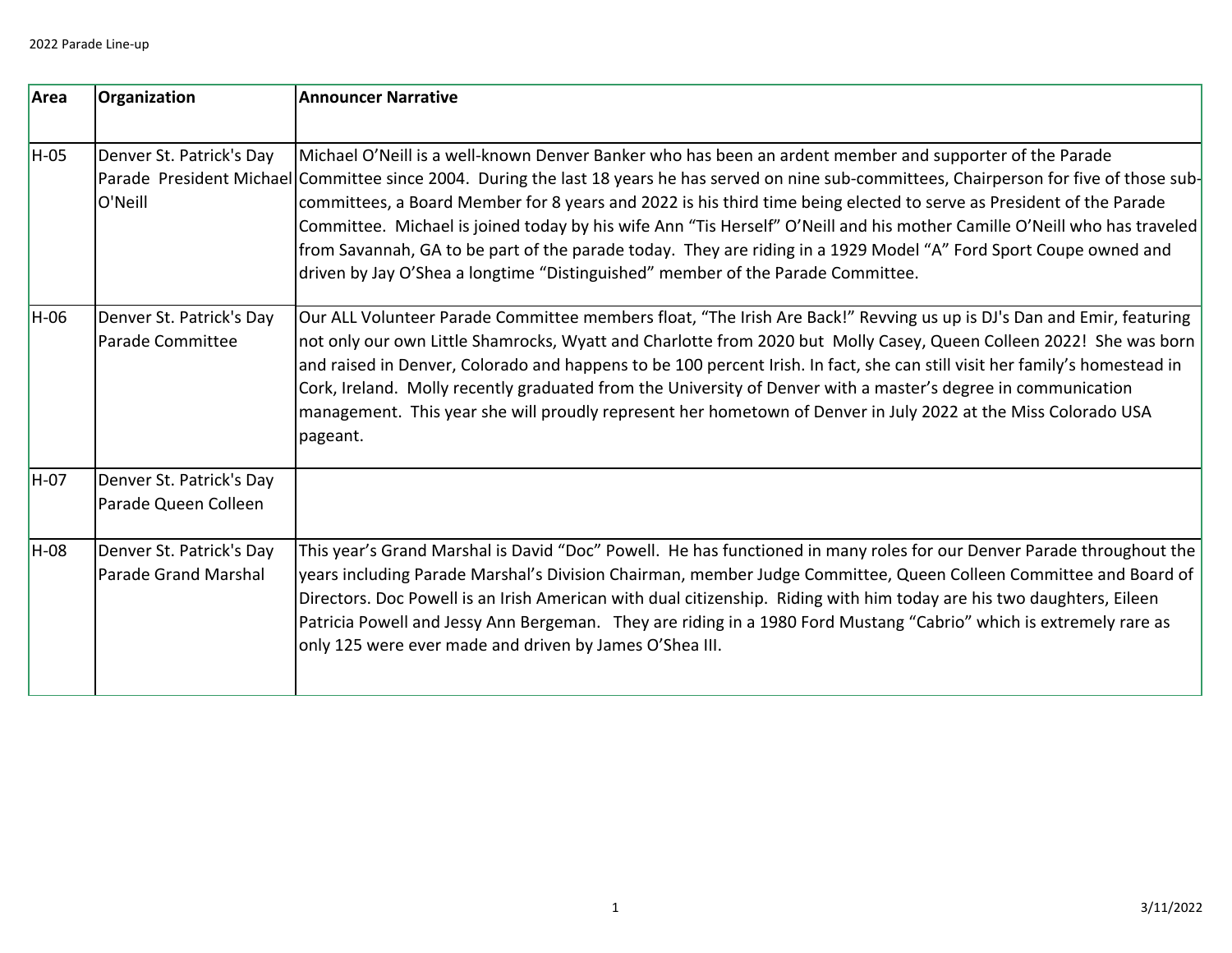| Area | Organization | Announcer Narrative |
|---|---|---|
| H-05 | Denver St. Patrick's Day Parade President Michael O'Neill | Michael O'Neill is a well-known Denver Banker who has been an ardent member and supporter of the Parade Committee since 2004. During the last 18 years he has served on nine sub-committees, Chairperson for five of those sub-committees, a Board Member for 8 years and 2022 is his third time being elected to serve as President of the Parade Committee. Michael is joined today by his wife Ann "Tis Herself" O'Neill and his mother Camille O'Neill who has traveled from Savannah, GA to be part of the parade today. They are riding in a 1929 Model "A" Ford Sport Coupe owned and driven by Jay O'Shea a longtime "Distinguished" member of the Parade Committee. |
| H-06 | Denver St. Patrick's Day Parade Committee | Our ALL Volunteer Parade Committee members float, "The Irish Are Back!" Revving us up is DJ's Dan and Emir, featuring not only our own Little Shamrocks, Wyatt and Charlotte from 2020 but Molly Casey, Queen Colleen 2022! She was born and raised in Denver, Colorado and happens to be 100 percent Irish. In fact, she can still visit her family's homestead in Cork, Ireland. Molly recently graduated from the University of Denver with a master's degree in communication management. This year she will proudly represent her hometown of Denver in July 2022 at the Miss Colorado USA pageant. |
| H-07 | Denver St. Patrick's Day Parade Queen Colleen | |
| H-08 | Denver St. Patrick's Day Parade Grand Marshal | This year's Grand Marshal is David "Doc" Powell. He has functioned in many roles for our Denver Parade throughout the years including Parade Marshal's Division Chairman, member Judge Committee, Queen Colleen Committee and Board of Directors. Doc Powell is an Irish American with dual citizenship. Riding with him today are his two daughters, Eileen Patricia Powell and Jessy Ann Bergeman. They are riding in a 1980 Ford Mustang "Cabrio" which is extremely rare as only 125 were ever made and driven by James O'Shea III. |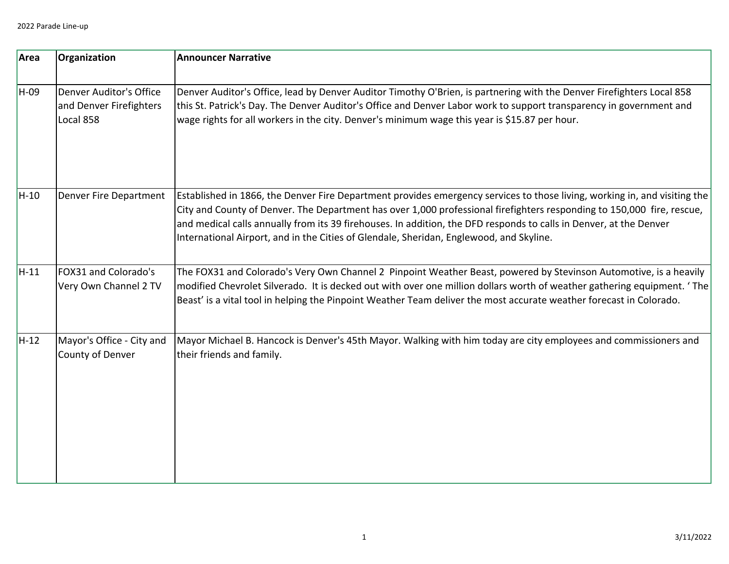| Area | Organization | Announcer Narrative |
|---|---|---|
| H-09 | Denver Auditor's Office and Denver Firefighters Local 858 | Denver Auditor's Office, lead by Denver Auditor Timothy O'Brien, is partnering with the Denver Firefighters Local 858 this St. Patrick's Day. The Denver Auditor's Office and Denver Labor work to support transparency in government and wage rights for all workers in the city. Denver's minimum wage this year is $15.87 per hour. |
| H-10 | Denver Fire Department | Established in 1866, the Denver Fire Department provides emergency services to those living, working in, and visiting the City and County of Denver. The Department has over 1,000 professional firefighters responding to 150,000 fire, rescue, and medical calls annually from its 39 firehouses. In addition, the DFD responds to calls in Denver, at the Denver International Airport, and in the Cities of Glendale, Sheridan, Englewood, and Skyline. |
| H-11 | FOX31 and Colorado's Very Own Channel 2 TV | The FOX31 and Colorado's Very Own Channel 2 Pinpoint Weather Beast, powered by Stevinson Automotive, is a heavily modified Chevrolet Silverado. It is decked out with over one million dollars worth of weather gathering equipment. ' The Beast' is a vital tool in helping the Pinpoint Weather Team deliver the most accurate weather forecast in Colorado. |
| H-12 | Mayor's Office - City and County of Denver | Mayor Michael B. Hancock is Denver's 45th Mayor. Walking with him today are city employees and commissioners and their friends and family. |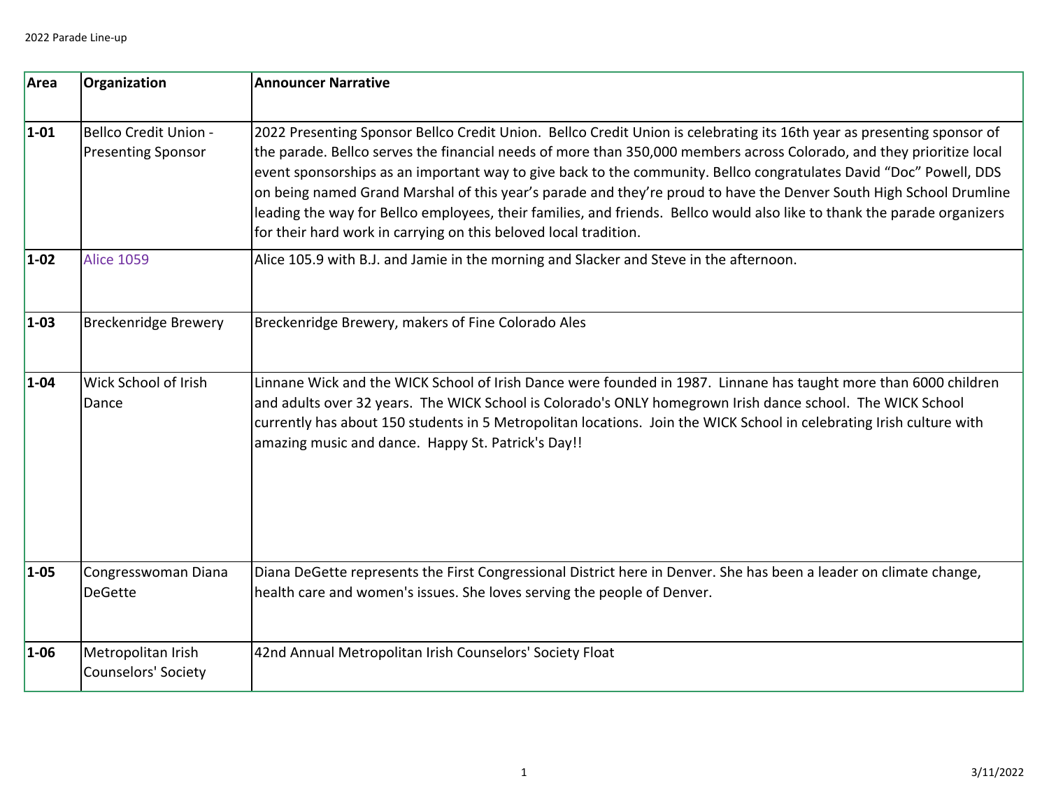| Area | Organization | Announcer Narrative |
|---|---|---|
| **1-01** | Bellco Credit Union - Presenting Sponsor | 2022 Presenting Sponsor Bellco Credit Union. Bellco Credit Union is celebrating its 16th year as presenting sponsor of the parade. Bellco serves the financial needs of more than 350,000 members across Colorado, and they prioritize local event sponsorships as an important way to give back to the community. Bellco congratulates David "Doc" Powell, DDS on being named Grand Marshal of this year's parade and they're proud to have the Denver South High School Drumline leading the way for Bellco employees, their families, and friends. Bellco would also like to thank the parade organizers for their hard work in carrying on this beloved local tradition. |
| **1-02** | Alice 1059 | Alice 105.9 with B.J. and Jamie in the morning and Slacker and Steve in the afternoon. |
| **1-03** | Breckenridge Brewery | Breckenridge Brewery, makers of Fine Colorado Ales |
| **1-04** | Wick School of Irish Dance | Linnane Wick and the WICK School of Irish Dance were founded in 1987. Linnane has taught more than 6000 children and adults over 32 years. The WICK School is Colorado's ONLY homegrown Irish dance school. The WICK School currently has about 150 students in 5 Metropolitan locations. Join the WICK School in celebrating Irish culture with amazing music and dance. Happy St. Patrick's Day!! |
| **1-05** | Congresswoman Diana DeGette | Diana DeGette represents the First Congressional District here in Denver. She has been a leader on climate change, health care and women's issues. She loves serving the people of Denver. |
| **1-06** | Metropolitan Irish Counselors' Society | 42nd Annual Metropolitan Irish Counselors' Society Float |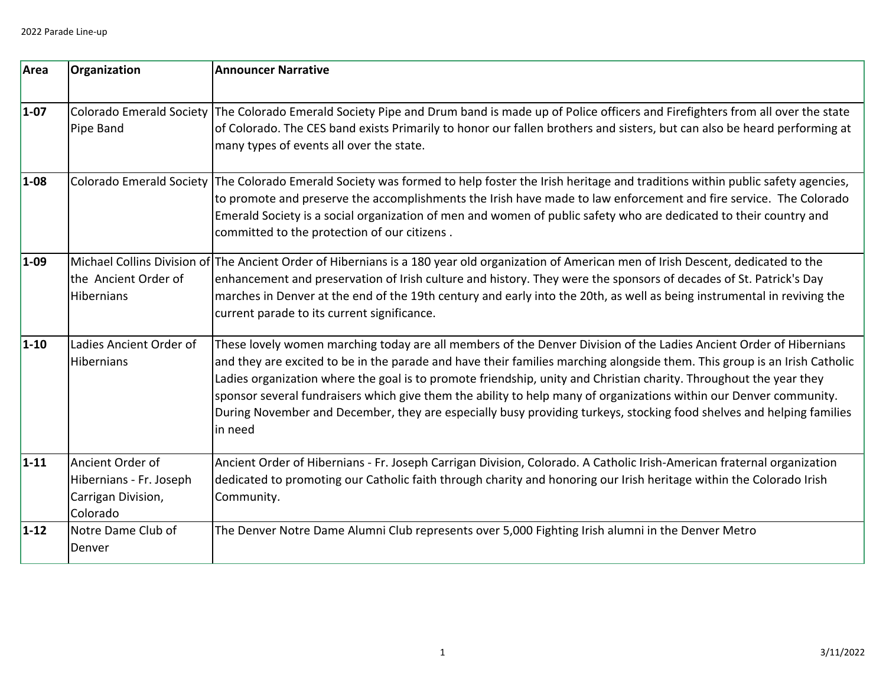| Area | Organization | Announcer Narrative |
|---|---|---|
| 1-07 | Colorado Emerald Society Pipe Band | The Colorado Emerald Society Pipe and Drum band is made up of Police officers and Firefighters from all over the state of Colorado. The CES band exists Primarily to honor our fallen brothers and sisters, but can also be heard performing at many types of events all over the state. |
| 1-08 | Colorado Emerald Society | The Colorado Emerald Society was formed to help foster the Irish heritage and traditions within public safety agencies, to promote and preserve the accomplishments the Irish have made to law enforcement and fire service. The Colorado Emerald Society is a social organization of men and women of public safety who are dedicated to their country and committed to the protection of our citizens . |
| 1-09 | Michael Collins Division of the Ancient Order of Hibernians | The Ancient Order of Hibernians is a 180 year old organization of American men of Irish Descent, dedicated to the enhancement and preservation of Irish culture and history. They were the sponsors of decades of St. Patrick's Day marches in Denver at the end of the 19th century and early into the 20th, as well as being instrumental in reviving the current parade to its current significance. |
| 1-10 | Ladies Ancient Order of Hibernians | These lovely women marching today are all members of the Denver Division of the Ladies Ancient Order of Hibernians and they are excited to be in the parade and have their families marching alongside them. This group is an Irish Catholic Ladies organization where the goal is to promote friendship, unity and Christian charity. Throughout the year they sponsor several fundraisers which give them the ability to help many of organizations within our Denver community. During November and December, they are especially busy providing turkeys, stocking food shelves and helping families in need |
| 1-11 | Ancient Order of Hibernians - Fr. Joseph Carrigan Division, Colorado | Ancient Order of Hibernians - Fr. Joseph Carrigan Division, Colorado. A Catholic Irish-American fraternal organization dedicated to promoting our Catholic faith through charity and honoring our Irish heritage within the Colorado Irish Community. |
| 1-12 | Notre Dame Club of Denver | The Denver Notre Dame Alumni Club represents over 5,000 Fighting Irish alumni in the Denver Metro |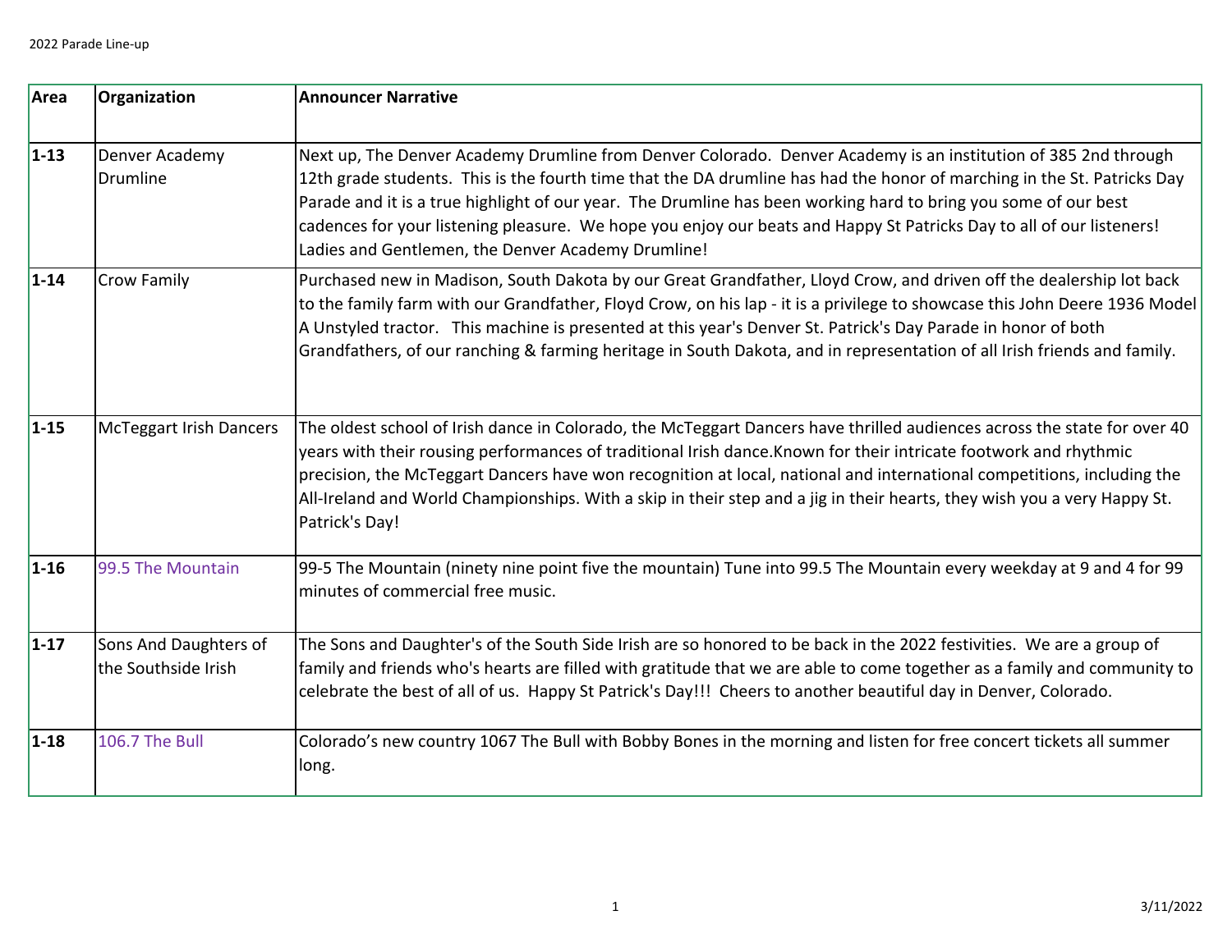2022 Parade Line-up

| Area | Organization | Announcer Narrative |
|---|---|---|
| 1-13 | Denver Academy Drumline | Next up, The Denver Academy Drumline from Denver Colorado. Denver Academy is an institution of 385 2nd through 12th grade students. This is the fourth time that the DA drumline has had the honor of marching in the St. Patricks Day Parade and it is a true highlight of our year. The Drumline has been working hard to bring you some of our best cadences for your listening pleasure. We hope you enjoy our beats and Happy St Patricks Day to all of our listeners! Ladies and Gentlemen, the Denver Academy Drumline! |
| 1-14 | Crow Family | Purchased new in Madison, South Dakota by our Great Grandfather, Lloyd Crow, and driven off the dealership lot back to the family farm with our Grandfather, Floyd Crow, on his lap - it is a privilege to showcase this John Deere 1936 Model A Unstyled tractor. This machine is presented at this year's Denver St. Patrick's Day Parade in honor of both Grandfathers, of our ranching & farming heritage in South Dakota, and in representation of all Irish friends and family. |
| 1-15 | McTeggart Irish Dancers | The oldest school of Irish dance in Colorado, the McTeggart Dancers have thrilled audiences across the state for over 40 years with their rousing performances of traditional Irish dance.Known for their intricate footwork and rhythmic precision, the McTeggart Dancers have won recognition at local, national and international competitions, including the All-Ireland and World Championships. With a skip in their step and a jig in their hearts, they wish you a very Happy St. Patrick's Day! |
| 1-16 | 99.5 The Mountain | 99-5 The Mountain (ninety nine point five the mountain) Tune into 99.5 The Mountain every weekday at 9 and 4 for 99 minutes of commercial free music. |
| 1-17 | Sons And Daughters of the Southside Irish | The Sons and Daughter's of the South Side Irish are so honored to be back in the 2022 festivities. We are a group of family and friends who's hearts are filled with gratitude that we are able to come together as a family and community to celebrate the best of all of us. Happy St Patrick's Day!!! Cheers to another beautiful day in Denver, Colorado. |
| 1-18 | 106.7 The Bull | Colorado's new country 1067 The Bull with Bobby Bones in the morning and listen for free concert tickets all summer long. |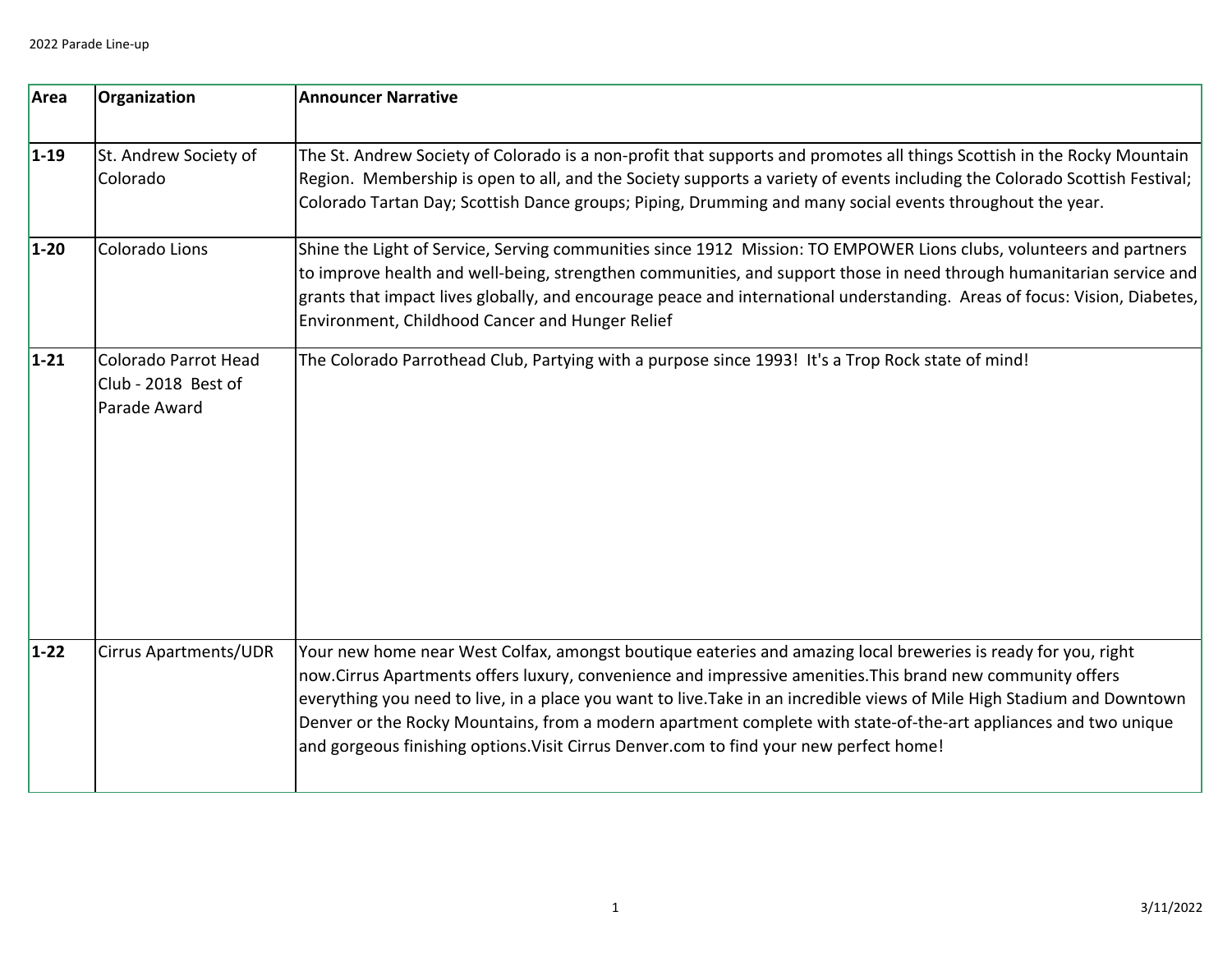2022 Parade Line-up

| Area | Organization | Announcer Narrative |
|---|---|---|
| 1-19 | St. Andrew Society of Colorado | The St. Andrew Society of Colorado is a non-profit that supports and promotes all things Scottish in the Rocky Mountain Region. Membership is open to all, and the Society supports a variety of events including the Colorado Scottish Festival; Colorado Tartan Day; Scottish Dance groups; Piping, Drumming and many social events throughout the year. |
| 1-20 | Colorado Lions | Shine the Light of Service, Serving communities since 1912 Mission: TO EMPOWER Lions clubs, volunteers and partners to improve health and well-being, strengthen communities, and support those in need through humanitarian service and grants that impact lives globally, and encourage peace and international understanding. Areas of focus: Vision, Diabetes, Environment, Childhood Cancer and Hunger Relief |
| 1-21 | Colorado Parrot Head Club - 2018 Best of Parade Award | The Colorado Parrothead Club, Partying with a purpose since 1993! It's a Trop Rock state of mind! |
| 1-22 | Cirrus Apartments/UDR | Your new home near West Colfax, amongst boutique eateries and amazing local breweries is ready for you, right now.Cirrus Apartments offers luxury, convenience and impressive amenities.This brand new community offers everything you need to live, in a place you want to live.Take in an incredible views of Mile High Stadium and Downtown Denver or the Rocky Mountains, from a modern apartment complete with state-of-the-art appliances and two unique and gorgeous finishing options.Visit Cirrus Denver.com to find your new perfect home! |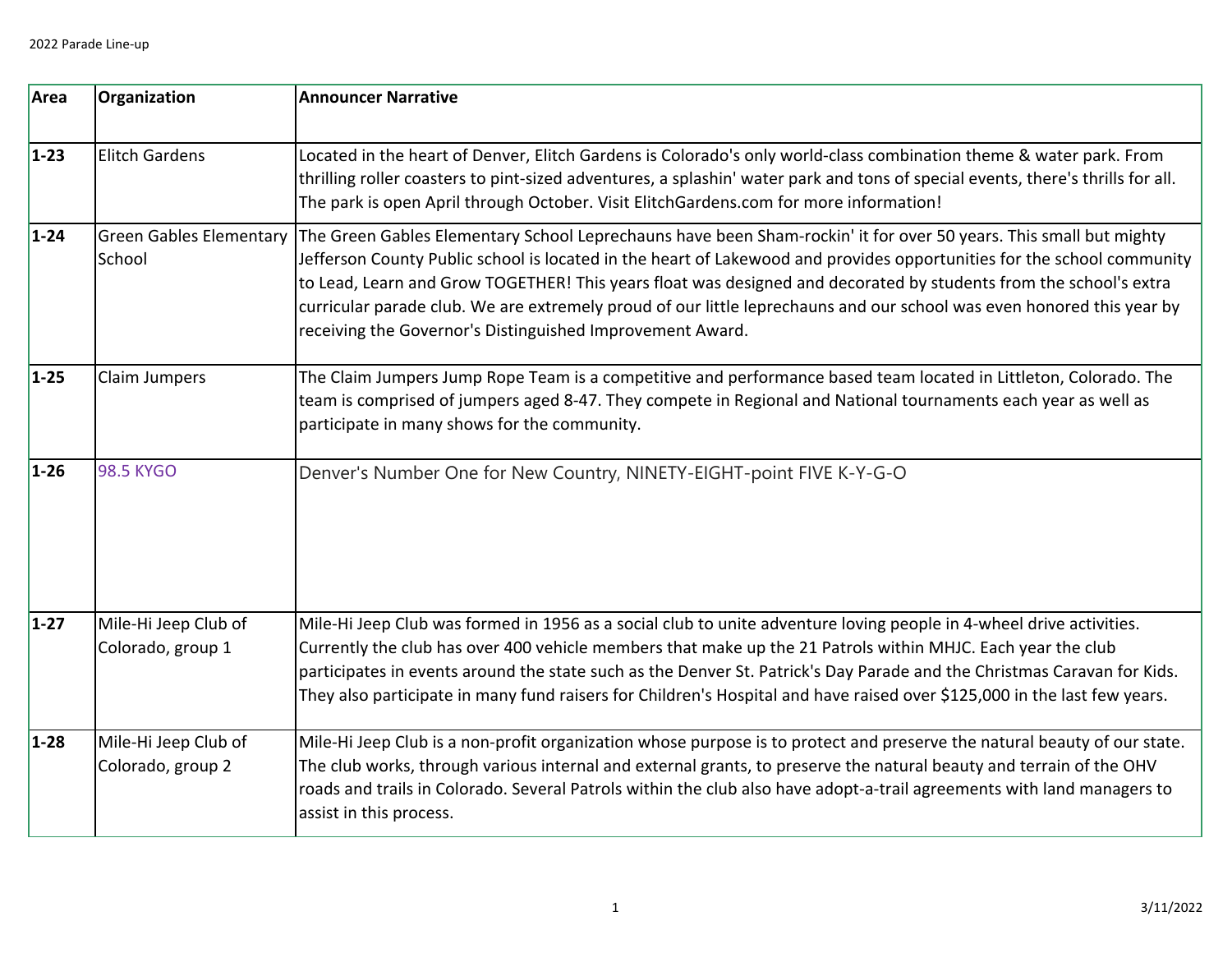| Area | Organization | Announcer Narrative |
|---|---|---|
| 1-23 | Elitch Gardens | Located in the heart of Denver, Elitch Gardens is Colorado's only world-class combination theme & water park. From thrilling roller coasters to pint-sized adventures, a splashin' water park and tons of special events, there's thrills for all. The park is open April through October. Visit ElitchGardens.com for more information! |
| 1-24 | Green Gables Elementary School | The Green Gables Elementary School Leprechauns have been Sham-rockin' it for over 50 years. This small but mighty Jefferson County Public school is located in the heart of Lakewood and provides opportunities for the school community to Lead, Learn and Grow TOGETHER! This years float was designed and decorated by students from the school's extra curricular parade club. We are extremely proud of our little leprechauns and our school was even honored this year by receiving the Governor's Distinguished Improvement Award. |
| 1-25 | Claim Jumpers | The Claim Jumpers Jump Rope Team is a competitive and performance based team located in Littleton, Colorado. The team is comprised of jumpers aged 8-47. They compete in Regional and National tournaments each year as well as participate in many shows for the community. |
| 1-26 | 98.5 KYGO | Denver's Number One for New Country, NINETY-EIGHT-point FIVE K-Y-G-O |
| 1-27 | Mile-Hi Jeep Club of Colorado, group 1 | Mile-Hi Jeep Club was formed in 1956 as a social club to unite adventure loving people in 4-wheel drive activities. Currently the club has over 400 vehicle members that make up the 21 Patrols within MHJC. Each year the club participates in events around the state such as the Denver St. Patrick's Day Parade and the Christmas Caravan for Kids. They also participate in many fund raisers for Children's Hospital and have raised over $125,000 in the last few years. |
| 1-28 | Mile-Hi Jeep Club of Colorado, group 2 | Mile-Hi Jeep Club is a non-profit organization whose purpose is to protect and preserve the natural beauty of our state. The club works, through various internal and external grants, to preserve the natural beauty and terrain of the OHV roads and trails in Colorado. Several Patrols within the club also have adopt-a-trail agreements with land managers to assist in this process. |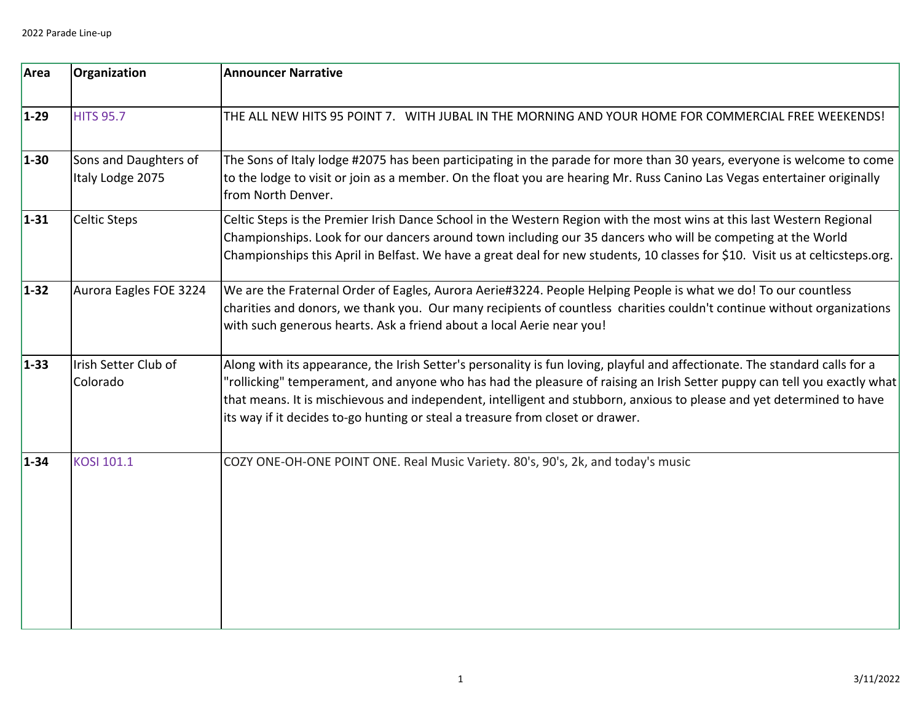| Area | Organization | Announcer Narrative |
| --- | --- | --- |
| 1-29 | HITS 95.7 | THE ALL NEW HITS 95 POINT 7. WITH JUBAL IN THE MORNING AND YOUR HOME FOR COMMERCIAL FREE WEEKENDS! |
| 1-30 | Sons and Daughters of Italy Lodge 2075 | The Sons of Italy lodge #2075 has been participating in the parade for more than 30 years, everyone is welcome to come to the lodge to visit or join as a member. On the float you are hearing Mr. Russ Canino Las Vegas entertainer originally from North Denver. |
| 1-31 | Celtic Steps | Celtic Steps is the Premier Irish Dance School in the Western Region with the most wins at this last Western Regional Championships. Look for our dancers around town including our 35 dancers who will be competing at the World Championships this April in Belfast. We have a great deal for new students, 10 classes for $10. Visit us at celticsteps.org. |
| 1-32 | Aurora Eagles FOE 3224 | We are the Fraternal Order of Eagles, Aurora Aerie#3224. People Helping People is what we do! To our countless charities and donors, we thank you. Our many recipients of countless charities couldn't continue without organizations with such generous hearts. Ask a friend about a local Aerie near you! |
| 1-33 | Irish Setter Club of Colorado | Along with its appearance, the Irish Setter's personality is fun loving, playful and affectionate. The standard calls for a "rollicking" temperament, and anyone who has had the pleasure of raising an Irish Setter puppy can tell you exactly what that means. It is mischievous and independent, intelligent and stubborn, anxious to please and yet determined to have its way if it decides to-go hunting or steal a treasure from closet or drawer. |
| 1-34 | KOSI 101.1 | COZY ONE-OH-ONE POINT ONE. Real Music Variety. 80's, 90's, 2k, and today's music |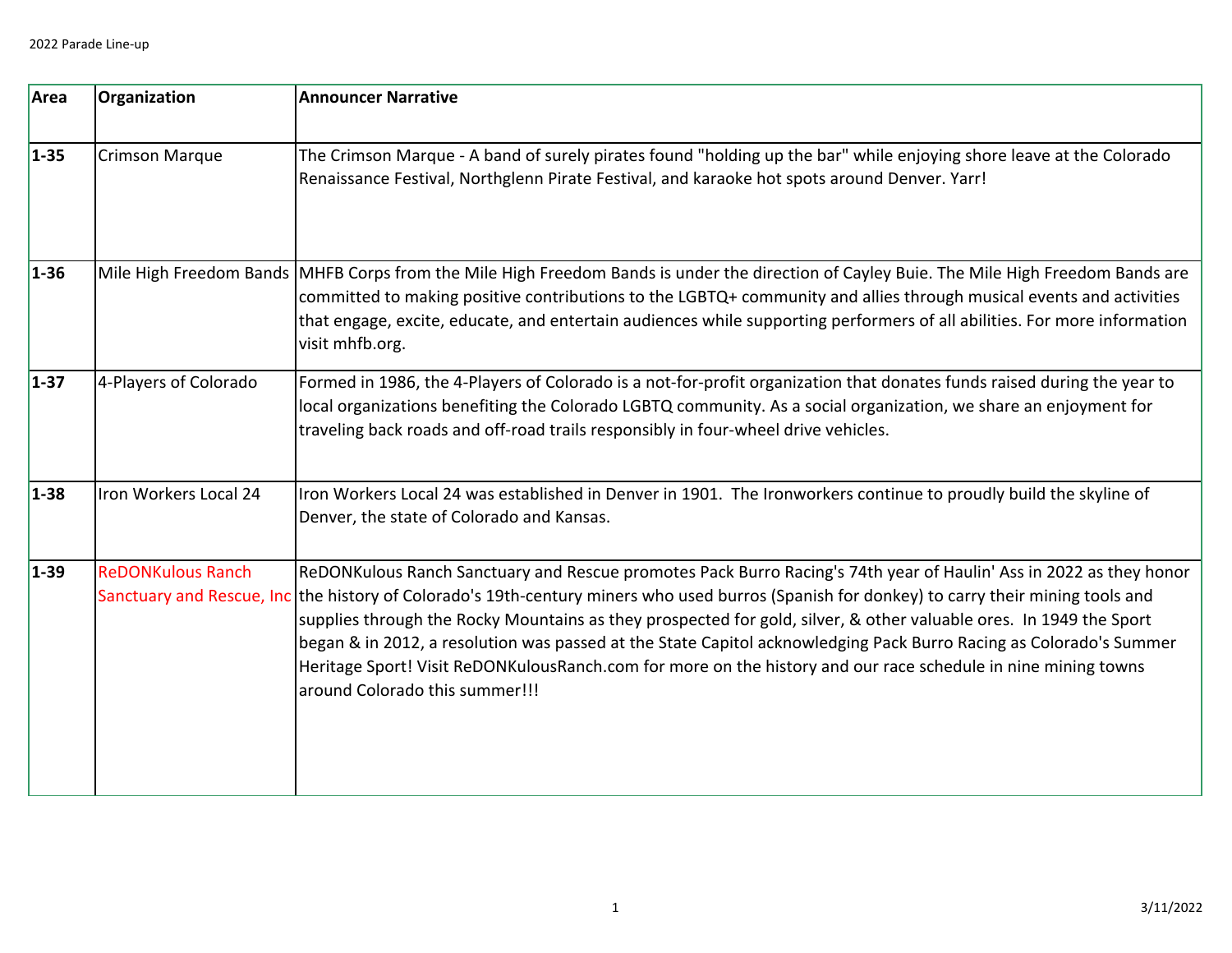| Area | Organization | Announcer Narrative |
|---|---|---|
| 1-35 | Crimson Marque | The Crimson Marque - A band of surely pirates found "holding up the bar" while enjoying shore leave at the Colorado Renaissance Festival, Northglenn Pirate Festival, and karaoke hot spots around Denver. Yarr! |
| 1-36 | Mile High Freedom Bands | MHFB Corps from the Mile High Freedom Bands is under the direction of Cayley Buie. The Mile High Freedom Bands are committed to making positive contributions to the LGBTQ+ community and allies through musical events and activities that engage, excite, educate, and entertain audiences while supporting performers of all abilities. For more information visit mhfb.org. |
| 1-37 | 4-Players of Colorado | Formed in 1986, the 4-Players of Colorado is a not-for-profit organization that donates funds raised during the year to local organizations benefiting the Colorado LGBTQ community. As a social organization, we share an enjoyment for traveling back roads and off-road trails responsibly in four-wheel drive vehicles. |
| 1-38 | Iron Workers Local 24 | Iron Workers Local 24 was established in Denver in 1901. The Ironworkers continue to proudly build the skyline of Denver, the state of Colorado and Kansas. |
| 1-39 | ReDONKulous Ranch Sanctuary and Rescue, Inc | ReDONKulous Ranch Sanctuary and Rescue promotes Pack Burro Racing's 74th year of Haulin' Ass in 2022 as they honor the history of Colorado's 19th-century miners who used burros (Spanish for donkey) to carry their mining tools and supplies through the Rocky Mountains as they prospected for gold, silver, & other valuable ores. In 1949 the Sport began & in 2012, a resolution was passed at the State Capitol acknowledging Pack Burro Racing as Colorado's Summer Heritage Sport! Visit ReDONKulousRanch.com for more on the history and our race schedule in nine mining towns around Colorado this summer!!! |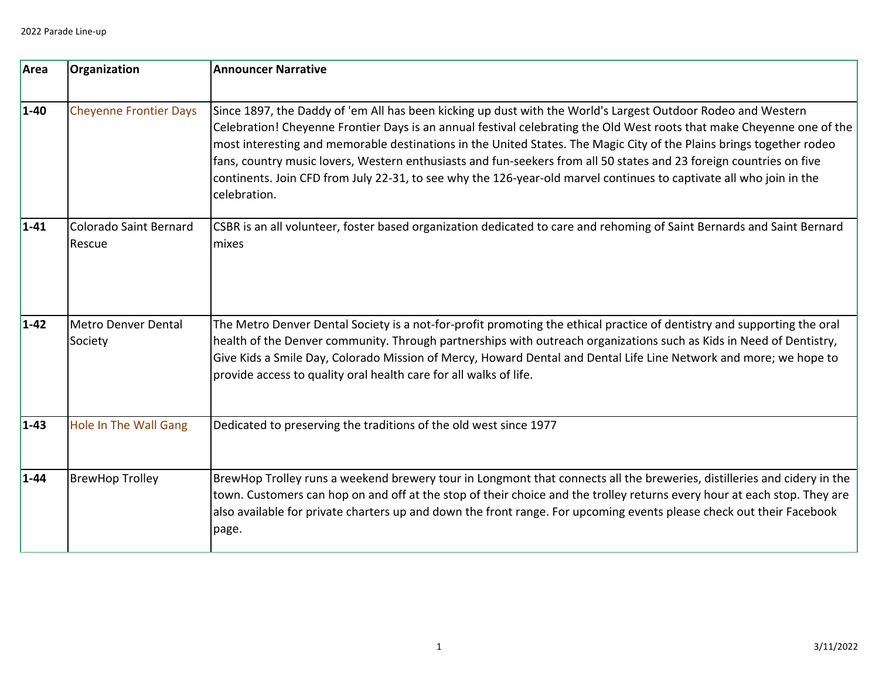| Area | Organization | Announcer Narrative |
|---|---|---|
| 1-40 | Cheyenne Frontier Days | Since 1897, the Daddy of 'em All has been kicking up dust with the World's Largest Outdoor Rodeo and Western Celebration! Cheyenne Frontier Days is an annual festival celebrating the Old West roots that make Cheyenne one of the most interesting and memorable destinations in the United States. The Magic City of the Plains brings together rodeo fans, country music lovers, Western enthusiasts and fun-seekers from all 50 states and 23 foreign countries on five continents. Join CFD from July 22-31, to see why the 126-year-old marvel continues to captivate all who join in the celebration. |
| 1-41 | Colorado Saint Bernard Rescue | CSBR is an all volunteer, foster based organization dedicated to care and rehoming of Saint Bernards and Saint Bernard mixes |
| 1-42 | Metro Denver Dental Society | The Metro Denver Dental Society is a not-for-profit promoting the ethical practice of dentistry and supporting the oral health of the Denver community. Through partnerships with outreach organizations such as Kids in Need of Dentistry, Give Kids a Smile Day, Colorado Mission of Mercy, Howard Dental and Dental Life Line Network and more; we hope to provide access to quality oral health care for all walks of life. |
| 1-43 | Hole In The Wall Gang | Dedicated to preserving the traditions of the old west since 1977 |
| 1-44 | BrewHop Trolley | BrewHop Trolley runs a weekend brewery tour in Longmont that connects all the breweries, distilleries and cidery in the town. Customers can hop on and off at the stop of their choice and the trolley returns every hour at each stop. They are also available for private charters up and down the front range. For upcoming events please check out their Facebook page. |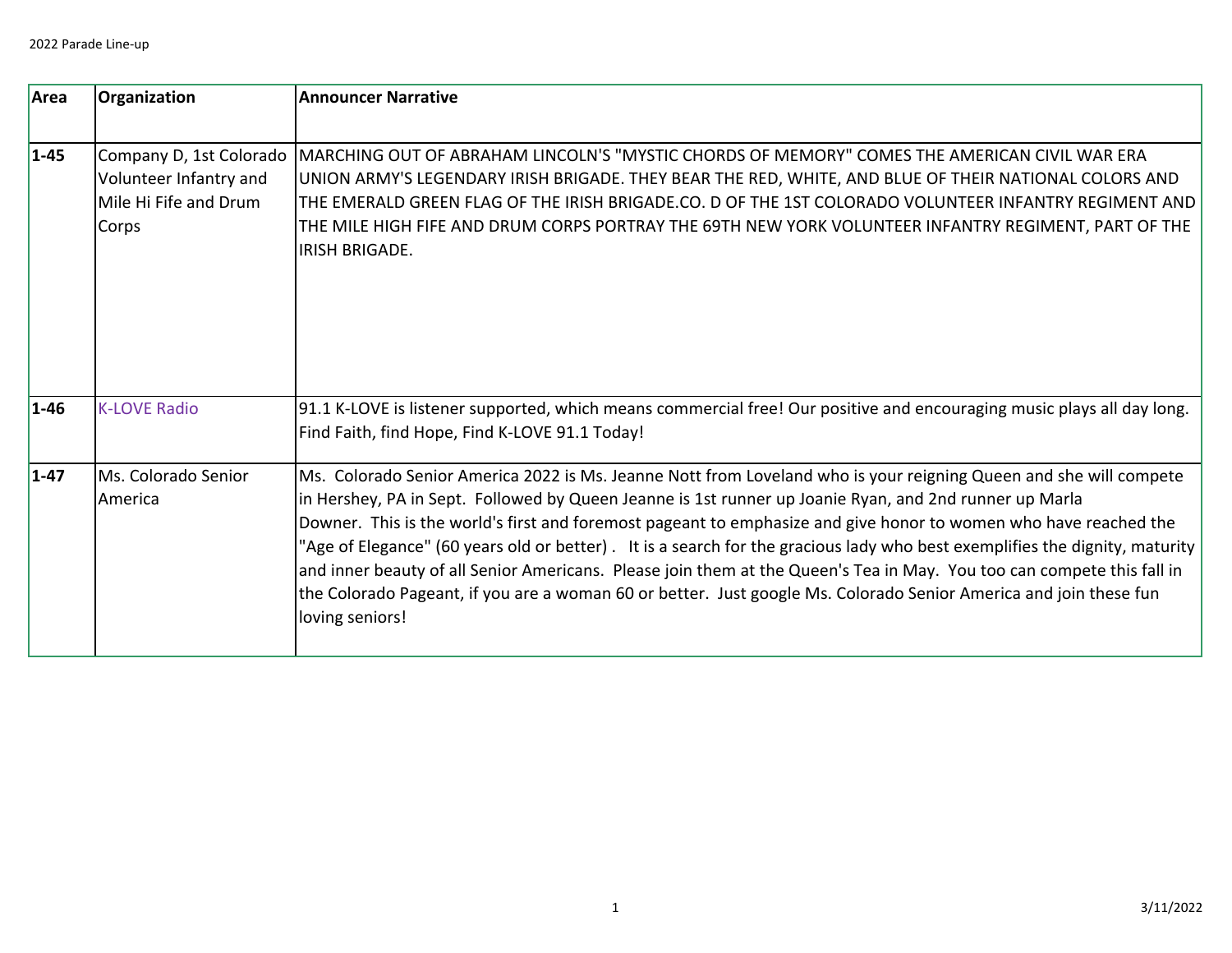2022 Parade Line-up

| Area | Organization | Announcer Narrative |
|---|---|---|
| **1-45** | Company D, 1st Colorado Volunteer Infantry and Mile Hi Fife and Drum Corps | MARCHING OUT OF ABRAHAM LINCOLN'S "MYSTIC CHORDS OF MEMORY" COMES THE AMERICAN CIVIL WAR ERA UNION ARMY'S LEGENDARY IRISH BRIGADE. THEY BEAR THE RED, WHITE, AND BLUE OF THEIR NATIONAL COLORS AND THE EMERALD GREEN FLAG OF THE IRISH BRIGADE.CO. D OF THE 1ST COLORADO VOLUNTEER INFANTRY REGIMENT AND THE MILE HIGH FIFE AND DRUM CORPS PORTRAY THE 69TH NEW YORK VOLUNTEER INFANTRY REGIMENT, PART OF THE IRISH BRIGADE. |
| **1-46** | K-LOVE Radio | 91.1 K-LOVE is listener supported, which means commercial free! Our positive and encouraging music plays all day long. Find Faith, find Hope, Find K-LOVE 91.1 Today! |
| **1-47** | Ms. Colorado Senior America | Ms. Colorado Senior America 2022 is Ms. Jeanne Nott from Loveland who is your reigning Queen and she will compete in Hershey, PA in Sept. Followed by Queen Jeanne is 1st runner up Joanie Ryan, and 2nd runner up Marla Downer. This is the world's first and foremost pageant to emphasize and give honor to women who have reached the "Age of Elegance" (60 years old or better) . It is a search for the gracious lady who best exemplifies the dignity, maturity and inner beauty of all Senior Americans. Please join them at the Queen's Tea in May. You too can compete this fall in the Colorado Pageant, if you are a woman 60 or better. Just google Ms. Colorado Senior America and join these fun loving seniors! |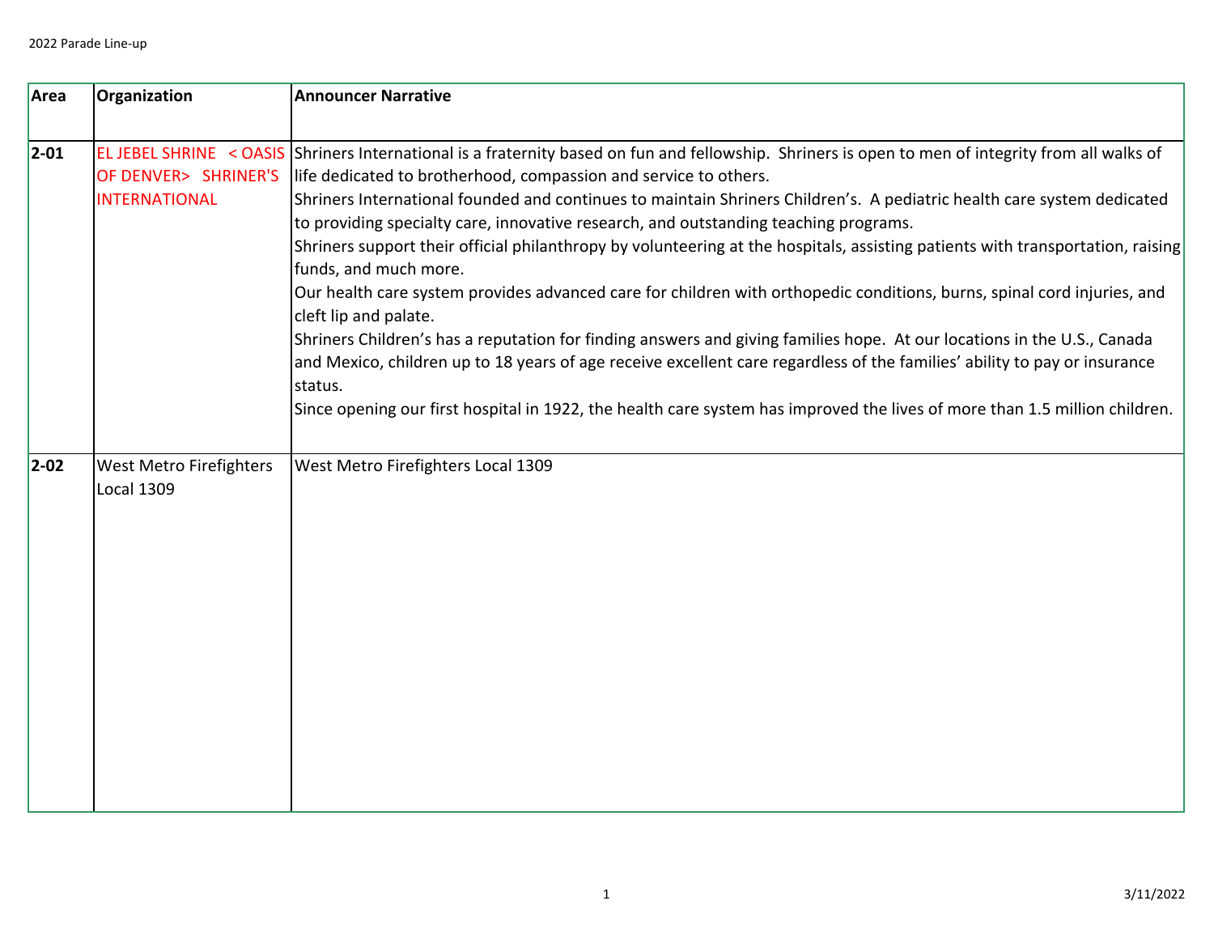2022 Parade Line-up

| Area | Organization | Announcer Narrative |
| --- | --- | --- |
| 2-01 | EL JEBEL SHRINE < OASIS OF DENVER> SHRINER'S INTERNATIONAL | Shriners International is a fraternity based on fun and fellowship. Shriners is open to men of integrity from all walks of life dedicated to brotherhood, compassion and service to others.<br>Shriners International founded and continues to maintain Shriners Children's. A pediatric health care system dedicated to providing specialty care, innovative research, and outstanding teaching programs.<br>Shriners support their official philanthropy by volunteering at the hospitals, assisting patients with transportation, raising funds, and much more.<br>Our health care system provides advanced care for children with orthopedic conditions, burns, spinal cord injuries, and cleft lip and palate.<br>Shriners Children's has a reputation for finding answers and giving families hope. At our locations in the U.S., Canada and Mexico, children up to 18 years of age receive excellent care regardless of the families' ability to pay or insurance status.<br>Since opening our first hospital in 1922, the health care system has improved the lives of more than 1.5 million children. |
| 2-02 | West Metro Firefighters Local 1309 | West Metro Firefighters Local 1309 |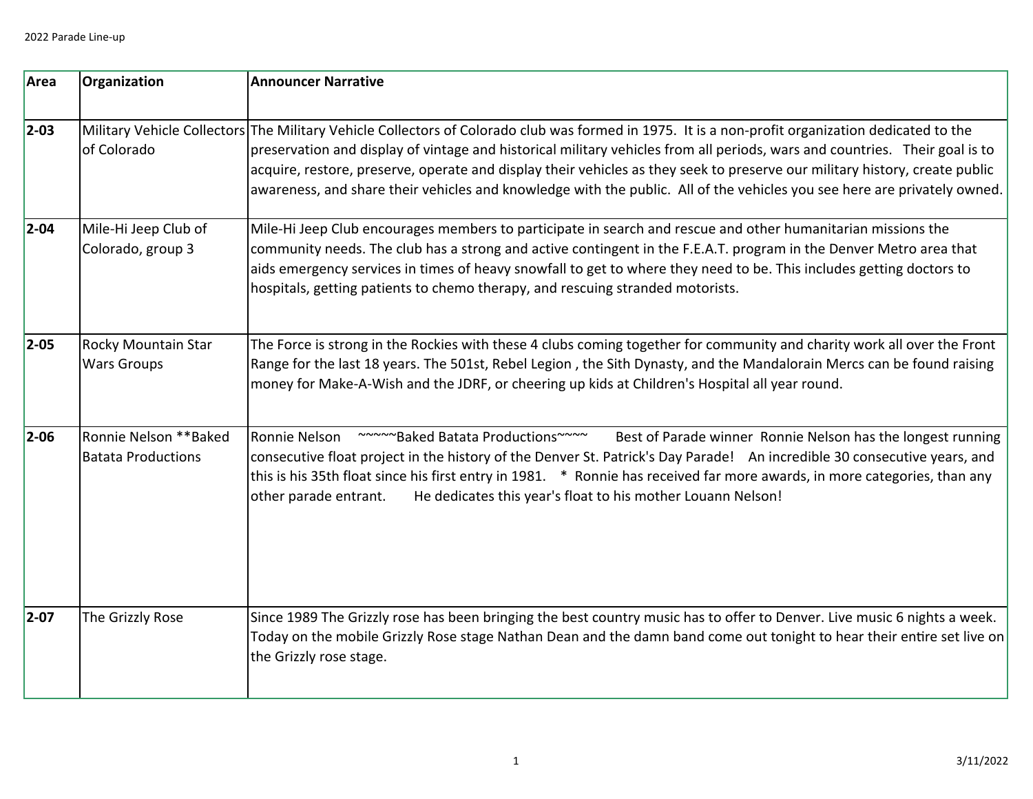2022 Parade Line-up

| Area | Organization | Announcer Narrative |
|---|---|---|
| **2-03** | Military Vehicle Collectors of Colorado | The Military Vehicle Collectors of Colorado club was formed in 1975. It is a non-profit organization dedicated to the preservation and display of vintage and historical military vehicles from all periods, wars and countries. Their goal is to acquire, restore, preserve, operate and display their vehicles as they seek to preserve our military history, create public awareness, and share their vehicles and knowledge with the public. All of the vehicles you see here are privately owned. |
| **2-04** | Mile-Hi Jeep Club of Colorado, group 3 | Mile-Hi Jeep Club encourages members to participate in search and rescue and other humanitarian missions the community needs. The club has a strong and active contingent in the F.E.A.T. program in the Denver Metro area that aids emergency services in times of heavy snowfall to get to where they need to be. This includes getting doctors to hospitals, getting patients to chemo therapy, and rescuing stranded motorists. |
| **2-05** | Rocky Mountain Star Wars Groups | The Force is strong in the Rockies with these 4 clubs coming together for community and charity work all over the Front Range for the last 18 years. The 501st, Rebel Legion , the Sith Dynasty, and the Mandalorain Mercs can be found raising money for Make-A-Wish and the JDRF, or cheering up kids at Children's Hospital all year round. |
| **2-06** | Ronnie Nelson **Baked Batata Productions | Ronnie Nelson ~~~~~Baked Batata Productions~~~~ Best of Parade winner Ronnie Nelson has the longest running consecutive float project in the history of the Denver St. Patrick's Day Parade! An incredible 30 consecutive years, and this is his 35th float since his first entry in 1981. * Ronnie has received far more awards, in more categories, than any other parade entrant. He dedicates this year's float to his mother Louann Nelson! |
| **2-07** | The Grizzly Rose | Since 1989 The Grizzly rose has been bringing the best country music has to offer to Denver. Live music 6 nights a week. Today on the mobile Grizzly Rose stage Nathan Dean and the damn band come out tonight to hear their entire set live on the Grizzly rose stage. |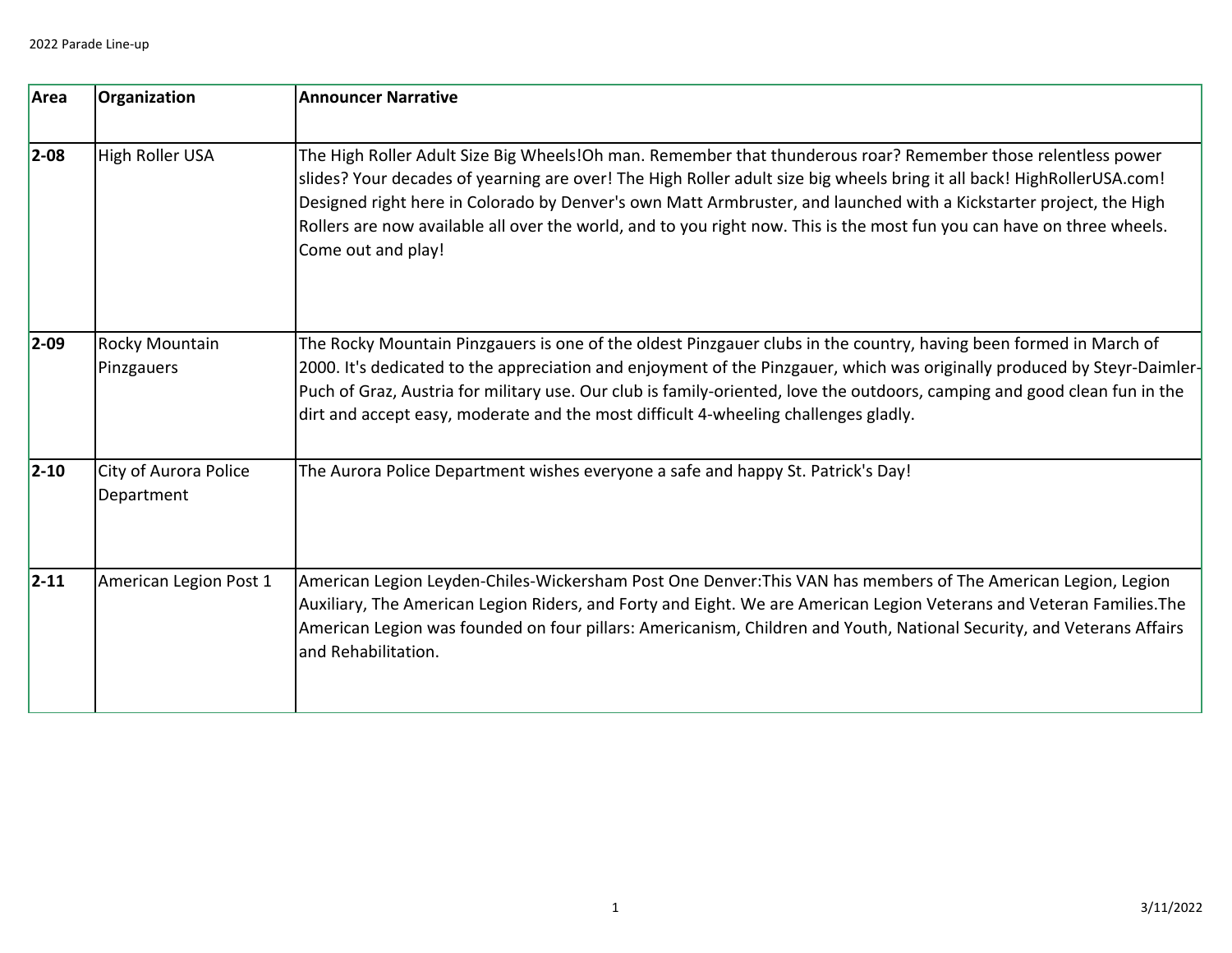| Area | Organization | Announcer Narrative |
| --- | --- | --- |
| **2-08** | High Roller USA | The High Roller Adult Size Big Wheels!Oh man. Remember that thunderous roar? Remember those relentless power slides? Your decades of yearning are over! The High Roller adult size big wheels bring it all back! HighRollerUSA.com! Designed right here in Colorado by Denver's own Matt Armbruster, and launched with a Kickstarter project, the High Rollers are now available all over the world, and to you right now. This is the most fun you can have on three wheels. Come out and play! |
| **2-09** | Rocky Mountain Pinzgauers | The Rocky Mountain Pinzgauers is one of the oldest Pinzgauer clubs in the country, having been formed in March of 2000. It's dedicated to the appreciation and enjoyment of the Pinzgauer, which was originally produced by Steyr-Daimler-Puch of Graz, Austria for military use. Our club is family-oriented, love the outdoors, camping and good clean fun in the dirt and accept easy, moderate and the most difficult 4-wheeling challenges gladly. |
| **2-10** | City of Aurora Police Department | The Aurora Police Department wishes everyone a safe and happy St. Patrick's Day! |
| **2-11** | American Legion Post 1 | American Legion Leyden-Chiles-Wickersham Post One Denver:This VAN has members of The American Legion, Legion Auxiliary, The American Legion Riders, and Forty and Eight. We are American Legion Veterans and Veteran Families.The American Legion was founded on four pillars: Americanism, Children and Youth, National Security, and Veterans Affairs and Rehabilitation. |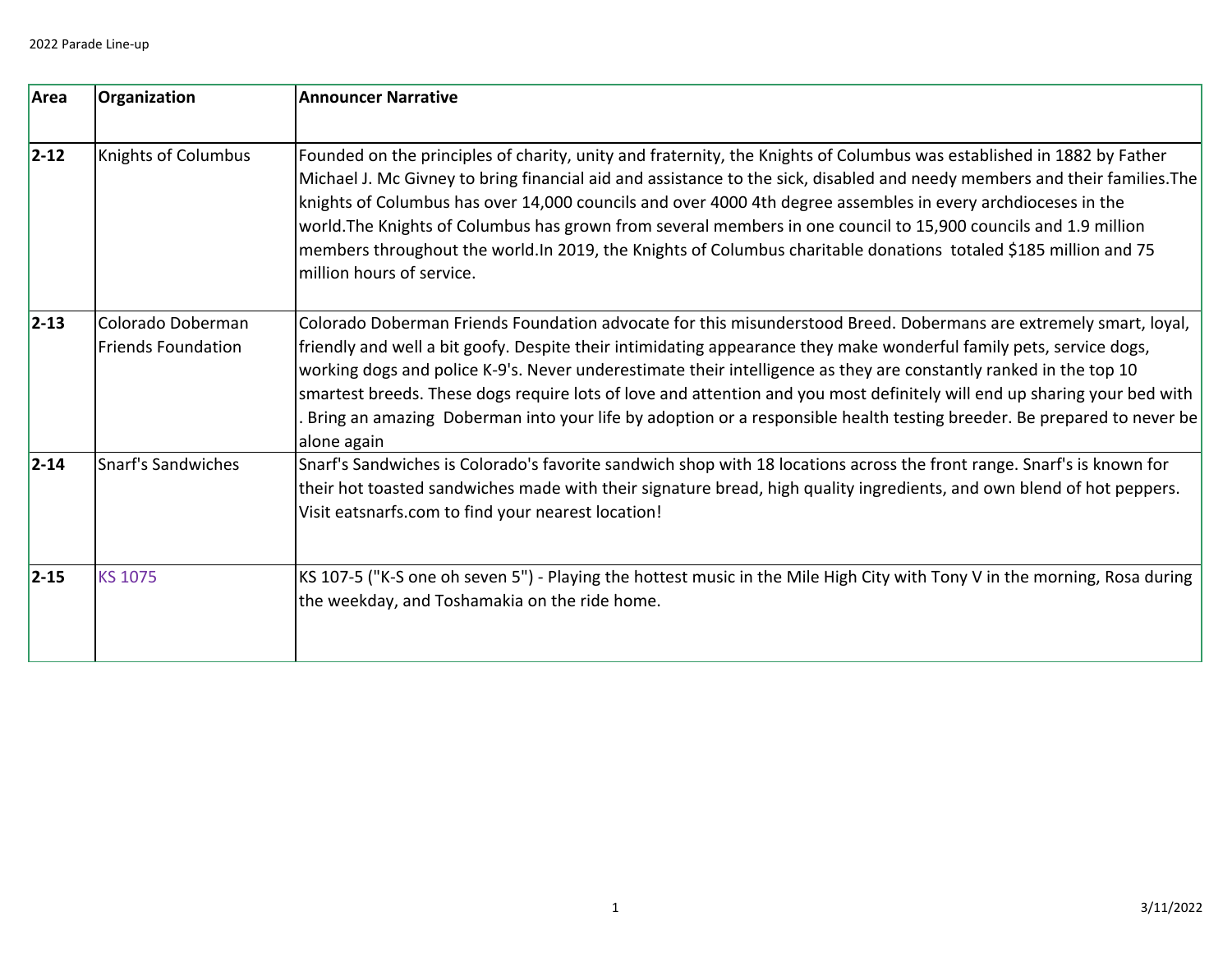2022 Parade Line-up

| Area | Organization | Announcer Narrative |
|---|---|---|
| **2-12** | Knights of Columbus | Founded on the principles of charity, unity and fraternity, the Knights of Columbus was established in 1882 by Father Michael J. Mc Givney to bring financial aid and assistance to the sick, disabled and needy members and their families.The knights of Columbus has over 14,000 councils and over 4000 4th degree assembles in every archdioceses in the world.The Knights of Columbus has grown from several members in one council to 15,900 councils and 1.9 million members throughout the world.In 2019, the Knights of Columbus charitable donations totaled $185 million and 75 million hours of service. |
| **2-13** | Colorado Doberman Friends Foundation | Colorado Doberman Friends Foundation advocate for this misunderstood Breed. Dobermans are extremely smart, loyal, friendly and well a bit goofy. Despite their intimidating appearance they make wonderful family pets, service dogs, working dogs and police K-9's. Never underestimate their intelligence as they are constantly ranked in the top 10 smartest breeds. These dogs require lots of love and attention and you most definitely will end up sharing your bed with . Bring an amazing Doberman into your life by adoption or a responsible health testing breeder. Be prepared to never be alone again |
| **2-14** | Snarf's Sandwiches | Snarf's Sandwiches is Colorado's favorite sandwich shop with 18 locations across the front range. Snarf's is known for their hot toasted sandwiches made with their signature bread, high quality ingredients, and own blend of hot peppers. Visit eatsnarfs.com to find your nearest location! |
| **2-15** | KS 1075 | KS 107-5 ("K-S one oh seven 5") - Playing the hottest music in the Mile High City with Tony V in the morning, Rosa during the weekday, and Toshamakia on the ride home. |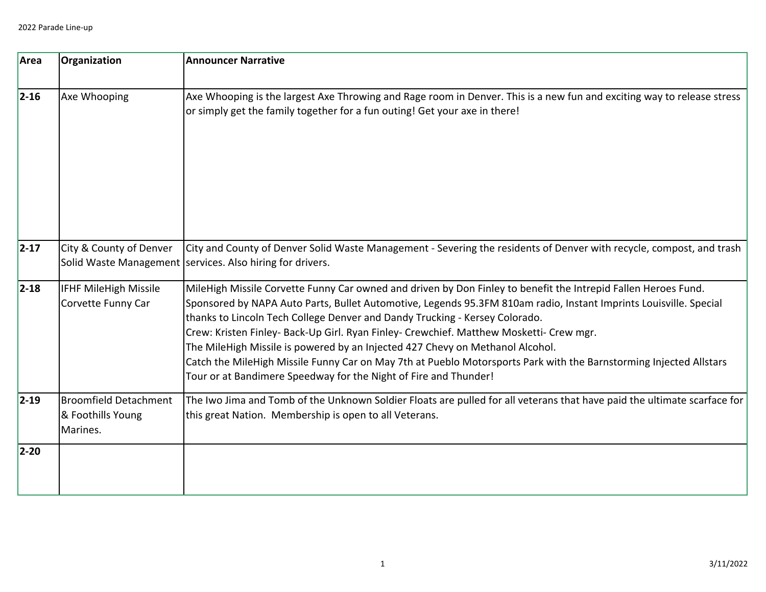| Area | Organization | Announcer Narrative |
| --- | --- | --- |
| 2-16 | Axe Whooping | Axe Whooping is the largest Axe Throwing and Rage room in Denver. This is a new fun and exciting way to release stress or simply get the family together for a fun outing! Get your axe in there! |
| 2-17 | City & County of Denver Solid Waste Management | City and County of Denver Solid Waste Management - Severing the residents of Denver with recycle, compost, and trash services. Also hiring for drivers. |
| 2-18 | IFHF MileHigh Missile Corvette Funny Car | MileHigh Missile Corvette Funny Car owned and driven by Don Finley to benefit the Intrepid Fallen Heroes Fund. Sponsored by NAPA Auto Parts, Bullet Automotive, Legends 95.3FM 810am radio, Instant Imprints Louisville. Special thanks to Lincoln Tech College Denver and Dandy Trucking - Kersey Colorado.<br>Crew: Kristen Finley- Back-Up Girl. Ryan Finley- Crewchief. Matthew Mosketti- Crew mgr.<br>The MileHigh Missile is powered by an Injected 427 Chevy on Methanol Alcohol.<br>Catch the MileHigh Missile Funny Car on May 7th at Pueblo Motorsports Park with the Barnstorming Injected Allstars Tour or at Bandimere Speedway for the Night of Fire and Thunder! |
| 2-19 | Broomfield Detachment & Foothills Young Marines. | The Iwo Jima and Tomb of the Unknown Soldier Floats are pulled for all veterans that have paid the ultimate scarface for this great Nation.  Membership is open to all Veterans. |
| 2-20 | | |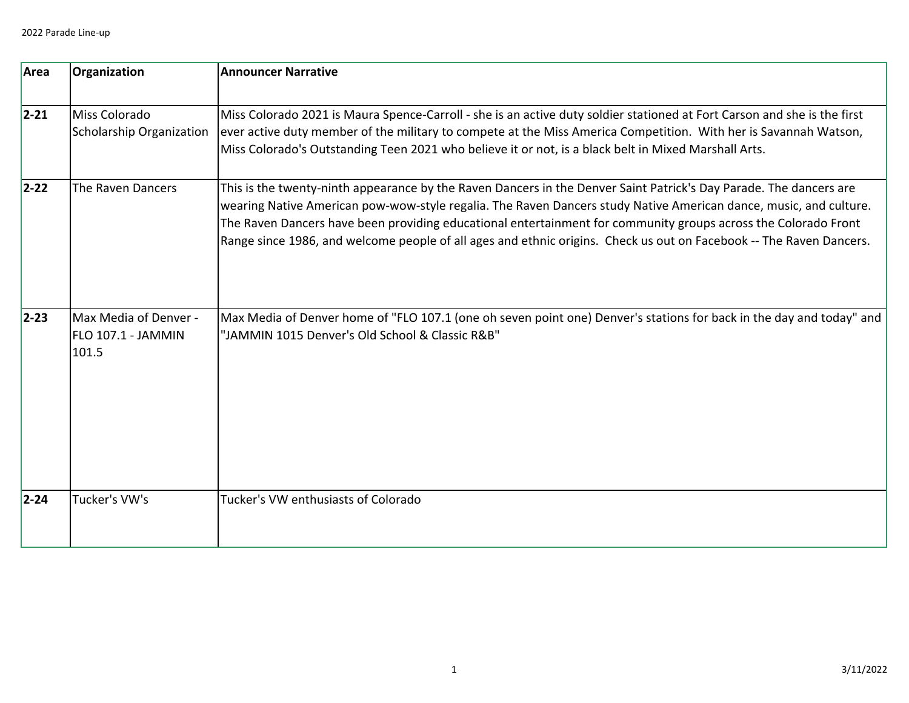| Area | Organization | Announcer Narrative |
|---|---|---|
| **2-21** | Miss Colorado Scholarship Organization | Miss Colorado 2021 is Maura Spence-Carroll - she is an active duty soldier stationed at Fort Carson and she is the first ever active duty member of the military to compete at the Miss America Competition. With her is Savannah Watson, Miss Colorado's Outstanding Teen 2021 who believe it or not, is a black belt in Mixed Marshall Arts. |
| **2-22** | The Raven Dancers | This is the twenty-ninth appearance by the Raven Dancers in the Denver Saint Patrick's Day Parade. The dancers are wearing Native American pow-wow-style regalia. The Raven Dancers study Native American dance, music, and culture. The Raven Dancers have been providing educational entertainment for community groups across the Colorado Front Range since 1986, and welcome people of all ages and ethnic origins. Check us out on Facebook -- The Raven Dancers. |
| **2-23** | Max Media of Denver - FLO 107.1 - JAMMIN 101.5 | Max Media of Denver home of "FLO 107.1 (one oh seven point one) Denver's stations for back in the day and today" and "JAMMIN 1015 Denver's Old School & Classic R&B" |
| **2-24** | Tucker's VW's | Tucker's VW enthusiasts of Colorado |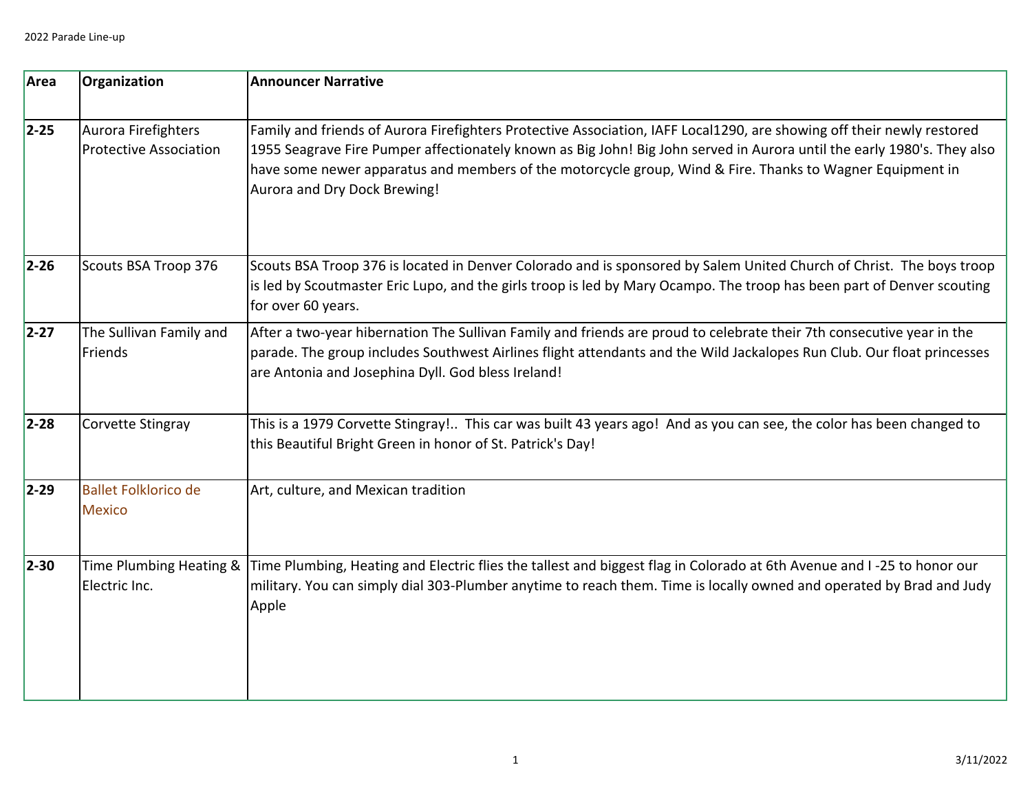| Area | Organization | Announcer Narrative |
|---|---|---|
| **2-25** | Aurora Firefighters Protective Association | Family and friends of Aurora Firefighters Protective Association, IAFF Local1290, are showing off their newly restored 1955 Seagrave Fire Pumper affectionately known as Big John! Big John served in Aurora until the early 1980's. They also have some newer apparatus and members of the motorcycle group, Wind & Fire. Thanks to Wagner Equipment in Aurora and Dry Dock Brewing! |
| **2-26** | Scouts BSA Troop 376 | Scouts BSA Troop 376 is located in Denver Colorado and is sponsored by Salem United Church of Christ. The boys troop is led by Scoutmaster Eric Lupo, and the girls troop is led by Mary Ocampo. The troop has been part of Denver scouting for over 60 years. |
| **2-27** | The Sullivan Family and Friends | After a two-year hibernation The Sullivan Family and friends are proud to celebrate their 7th consecutive year in the parade. The group includes Southwest Airlines flight attendants and the Wild Jackalopes Run Club. Our float princesses are Antonia and Josephina Dyll. God bless Ireland! |
| **2-28** | Corvette Stingray | This is a 1979 Corvette Stingray!.. This car was built 43 years ago! And as you can see, the color has been changed to this Beautiful Bright Green in honor of St. Patrick's Day! |
| **2-29** | Ballet Folklorico de Mexico | Art, culture, and Mexican tradition |
| **2-30** | Time Plumbing Heating & Electric Inc. | Time Plumbing, Heating and Electric flies the tallest and biggest flag in Colorado at 6th Avenue and I -25 to honor our military. You can simply dial 303-Plumber anytime to reach them. Time is locally owned and operated by Brad and Judy Apple |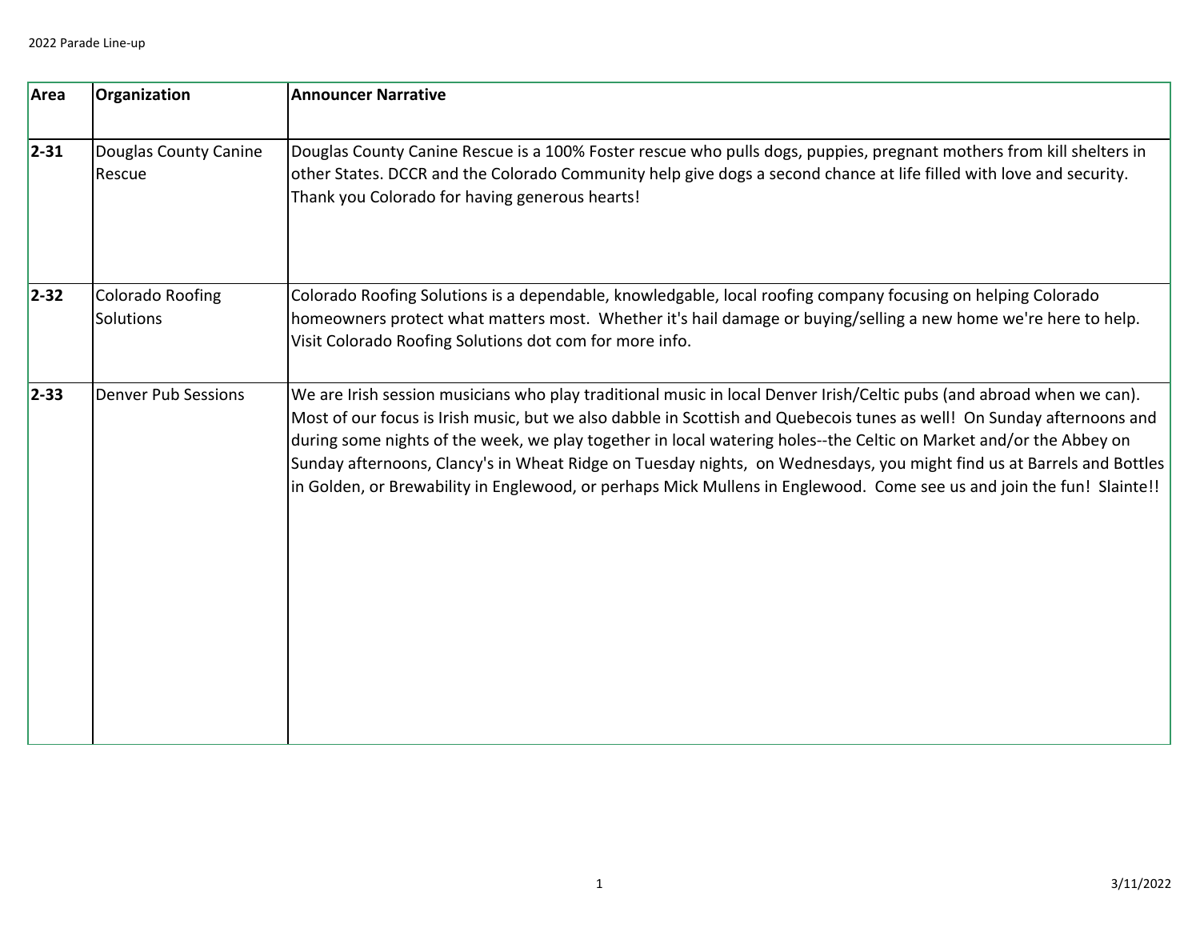| Area | Organization | Announcer Narrative |
|---|---|---|
| **2-31** | Douglas County Canine Rescue | Douglas County Canine Rescue is a 100% Foster rescue who pulls dogs, puppies, pregnant mothers from kill shelters in other States. DCCR and the Colorado Community help give dogs a second chance at life filled with love and security. Thank you Colorado for having generous hearts! |
| **2-32** | Colorado Roofing Solutions | Colorado Roofing Solutions is a dependable, knowledgable, local roofing company focusing on helping Colorado homeowners protect what matters most. Whether it's hail damage or buying/selling a new home we're here to help. Visit Colorado Roofing Solutions dot com for more info. |
| **2-33** | Denver Pub Sessions | We are Irish session musicians who play traditional music in local Denver Irish/Celtic pubs (and abroad when we can). Most of our focus is Irish music, but we also dabble in Scottish and Quebecois tunes as well! On Sunday afternoons and during some nights of the week, we play together in local watering holes--the Celtic on Market and/or the Abbey on Sunday afternoons, Clancy's in Wheat Ridge on Tuesday nights, on Wednesdays, you might find us at Barrels and Bottles in Golden, or Brewability in Englewood, or perhaps Mick Mullens in Englewood. Come see us and join the fun! Slainte!! |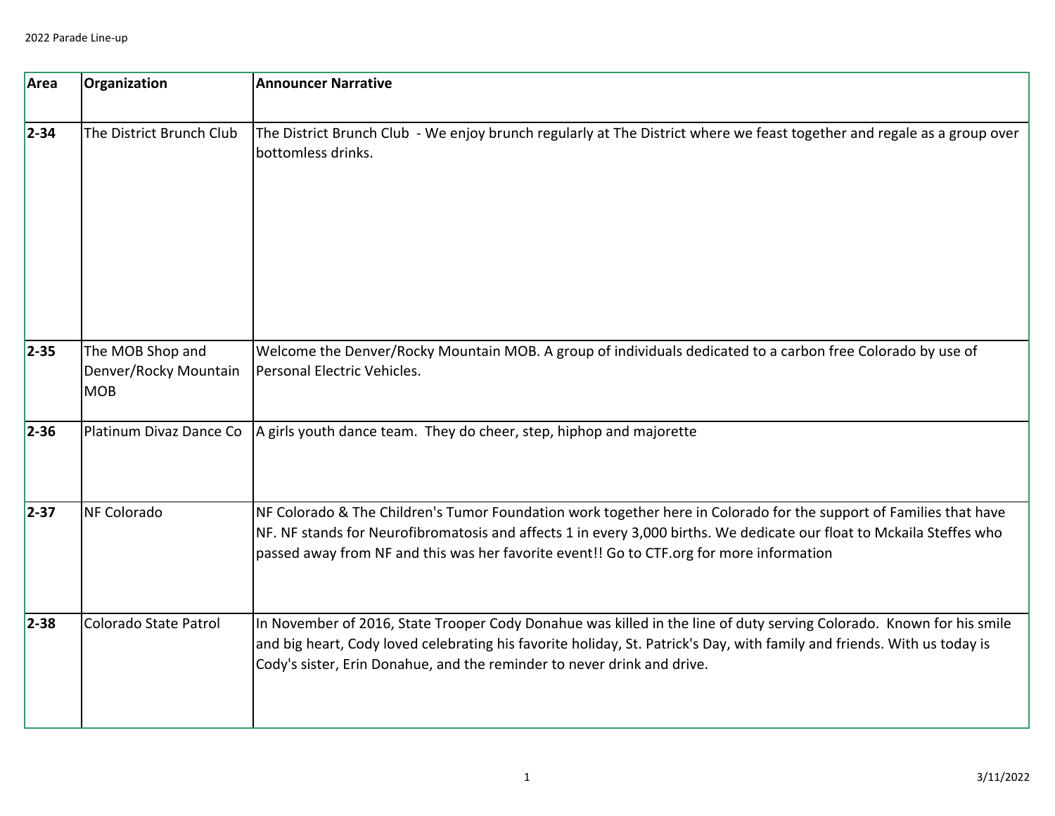| Area | Organization | Announcer Narrative |
|---|---|---|
| 2-34 | The District Brunch Club | The District Brunch Club - We enjoy brunch regularly at The District where we feast together and regale as a group over bottomless drinks. |
| 2-35 | The MOB Shop and Denver/Rocky Mountain MOB | Welcome the Denver/Rocky Mountain MOB. A group of individuals dedicated to a carbon free Colorado by use of Personal Electric Vehicles. |
| 2-36 | Platinum Divaz Dance Co | A girls youth dance team. They do cheer, step, hiphop and majorette |
| 2-37 | NF Colorado | NF Colorado & The Children's Tumor Foundation work together here in Colorado for the support of Families that have NF. NF stands for Neurofibromatosis and affects 1 in every 3,000 births. We dedicate our float to Mckaila Steffes who passed away from NF and this was her favorite event!! Go to CTF.org for more information |
| 2-38 | Colorado State Patrol | In November of 2016, State Trooper Cody Donahue was killed in the line of duty serving Colorado. Known for his smile and big heart, Cody loved celebrating his favorite holiday, St. Patrick's Day, with family and friends. With us today is Cody's sister, Erin Donahue, and the reminder to never drink and drive. |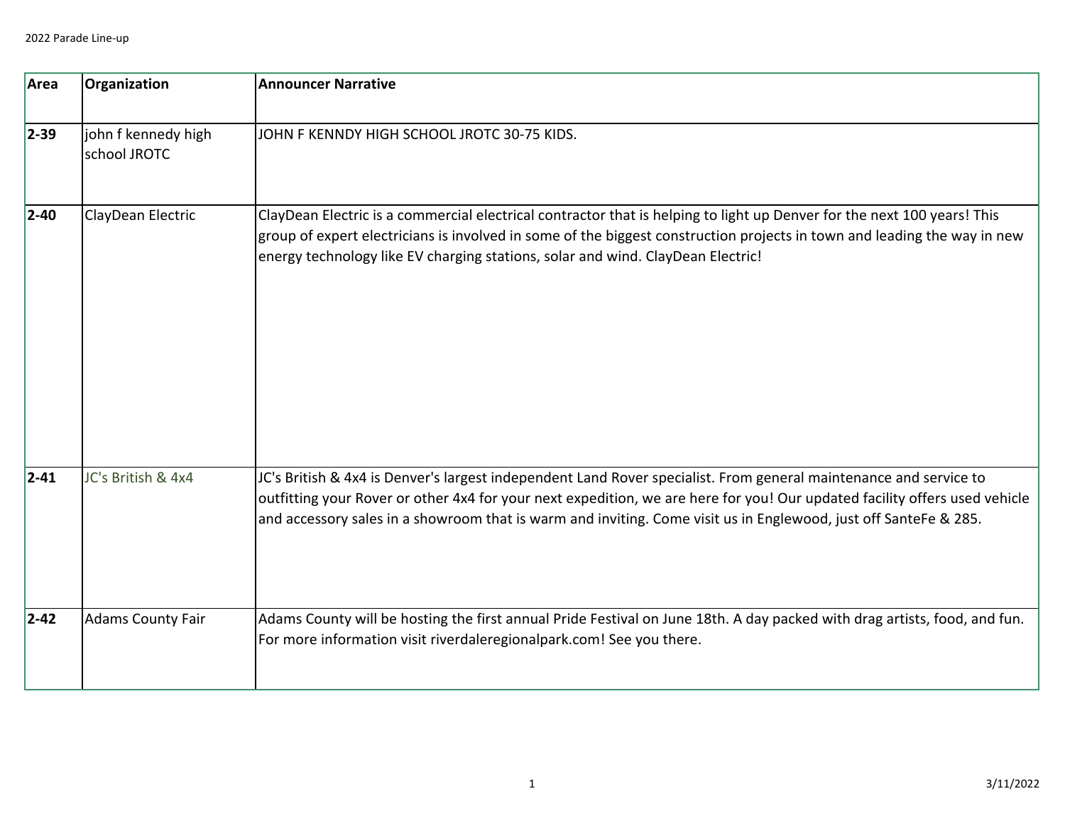2022 Parade Line-up

| Area | Organization | Announcer Narrative |
|---|---|---|
| **2-39** | john f kennedy high school JROTC | JOHN F KENNDY HIGH SCHOOL JROTC 30-75 KIDS. |
| **2-40** | ClayDean Electric | ClayDean Electric is a commercial electrical contractor that is helping to light up Denver for the next 100 years! This group of expert electricians is involved in some of the biggest construction projects in town and leading the way in new energy technology like EV charging stations, solar and wind. ClayDean Electric! |
| **2-41** | JC's British & 4x4 | JC's British & 4x4 is Denver's largest independent Land Rover specialist. From general maintenance and service to outfitting your Rover or other 4x4 for your next expedition, we are here for you! Our updated facility offers used vehicle and accessory sales in a showroom that is warm and inviting. Come visit us in Englewood, just off SanteFe & 285. |
| **2-42** | Adams County Fair | Adams County will be hosting the first annual Pride Festival on June 18th. A day packed with drag artists, food, and fun. For more information visit riverdaleregionalpark.com! See you there. |

3/11/2022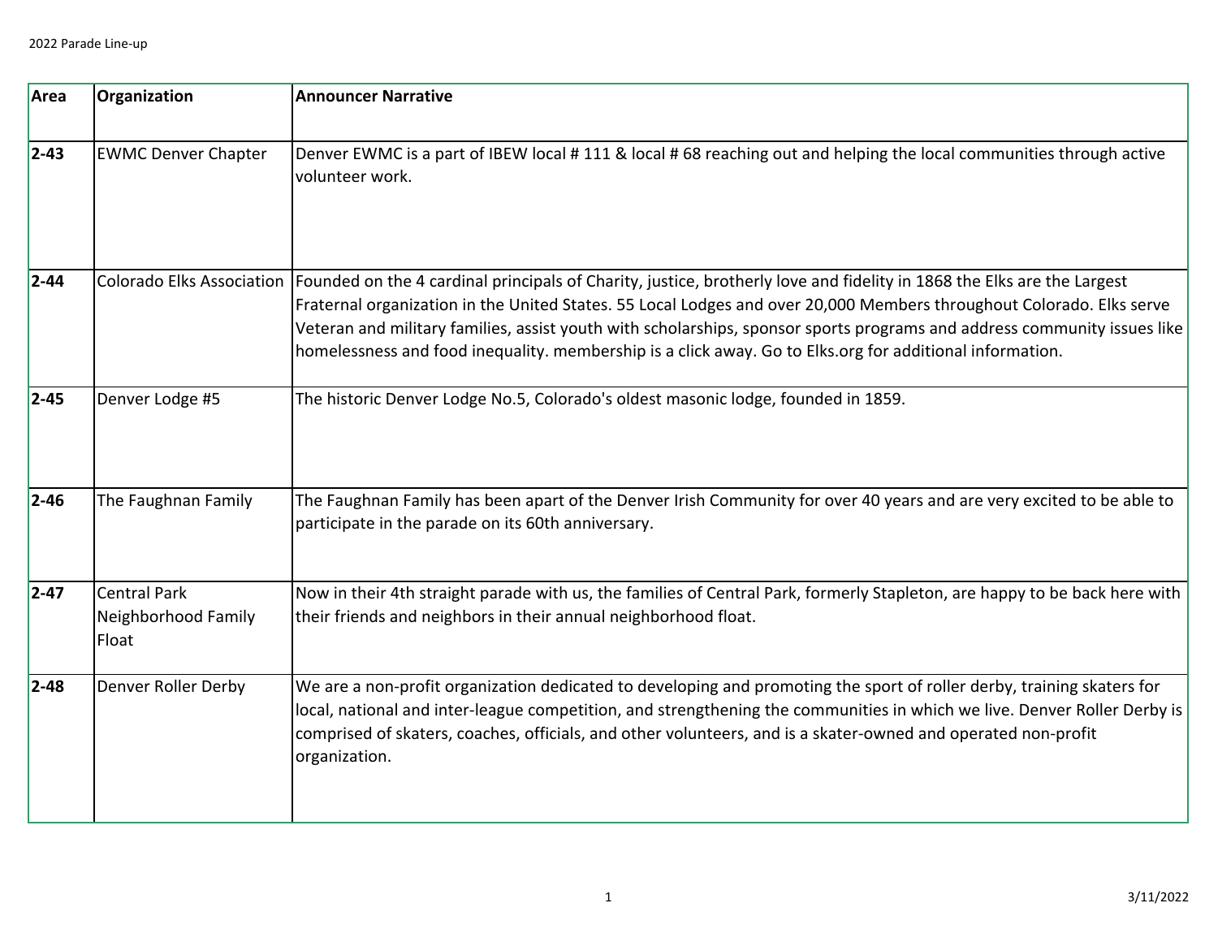| Area | Organization | Announcer Narrative |
| --- | --- | --- |
| 2-43 | EWMC Denver Chapter | Denver EWMC is a part of IBEW local # 111 & local # 68 reaching out and helping the local communities through active volunteer work. |
| 2-44 | Colorado Elks Association | Founded on the 4 cardinal principals of Charity, justice, brotherly love and fidelity in 1868 the Elks are the Largest Fraternal organization in the United States. 55 Local Lodges and over 20,000 Members throughout Colorado. Elks serve Veteran and military families, assist youth with scholarships, sponsor sports programs and address community issues like homelessness and food inequality. membership is a click away. Go to Elks.org for additional information. |
| 2-45 | Denver Lodge #5 | The historic Denver Lodge No.5, Colorado's oldest masonic lodge, founded in 1859. |
| 2-46 | The Faughnan Family | The Faughnan Family has been apart of the Denver Irish Community for over 40 years and are very excited to be able to participate in the parade on its 60th anniversary. |
| 2-47 | Central Park Neighborhood Family Float | Now in their 4th straight parade with us, the families of Central Park, formerly Stapleton, are happy to be back here with their friends and neighbors in their annual neighborhood float. |
| 2-48 | Denver Roller Derby | We are a non-profit organization dedicated to developing and promoting the sport of roller derby, training skaters for local, national and inter-league competition, and strengthening the communities in which we live. Denver Roller Derby is comprised of skaters, coaches, officials, and other volunteers, and is a skater-owned and operated non-profit organization. |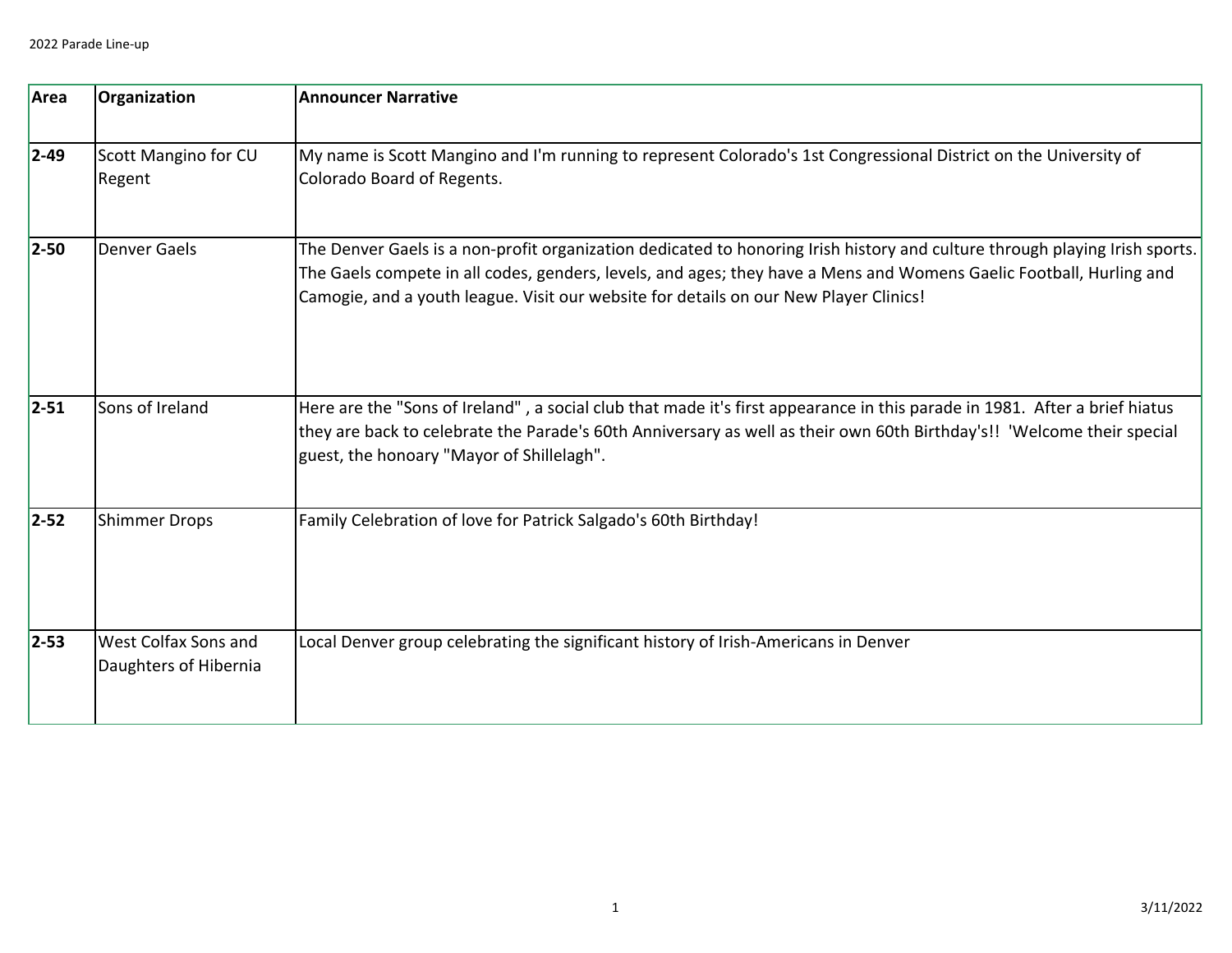| Area | Organization | Announcer Narrative |
|---|---|---|
| **2-49** | Scott Mangino for CU Regent | My name is Scott Mangino and I'm running to represent Colorado's 1st Congressional District on the University of Colorado Board of Regents. |
| **2-50** | Denver Gaels | The Denver Gaels is a non-profit organization dedicated to honoring Irish history and culture through playing Irish sports. The Gaels compete in all codes, genders, levels, and ages; they have a Mens and Womens Gaelic Football, Hurling and Camogie, and a youth league. Visit our website for details on our New Player Clinics! |
| **2-51** | Sons of Ireland | Here are the "Sons of Ireland" , a social club that made it's first appearance in this parade in 1981. After a brief hiatus they are back to celebrate the Parade's 60th Anniversary as well as their own 60th Birthday's!! 'Welcome their special guest, the honoary "Mayor of Shillelagh". |
| **2-52** | Shimmer Drops | Family Celebration of love for Patrick Salgado's 60th Birthday! |
| **2-53** | West Colfax Sons and Daughters of Hibernia | Local Denver group celebrating the significant history of Irish-Americans in Denver |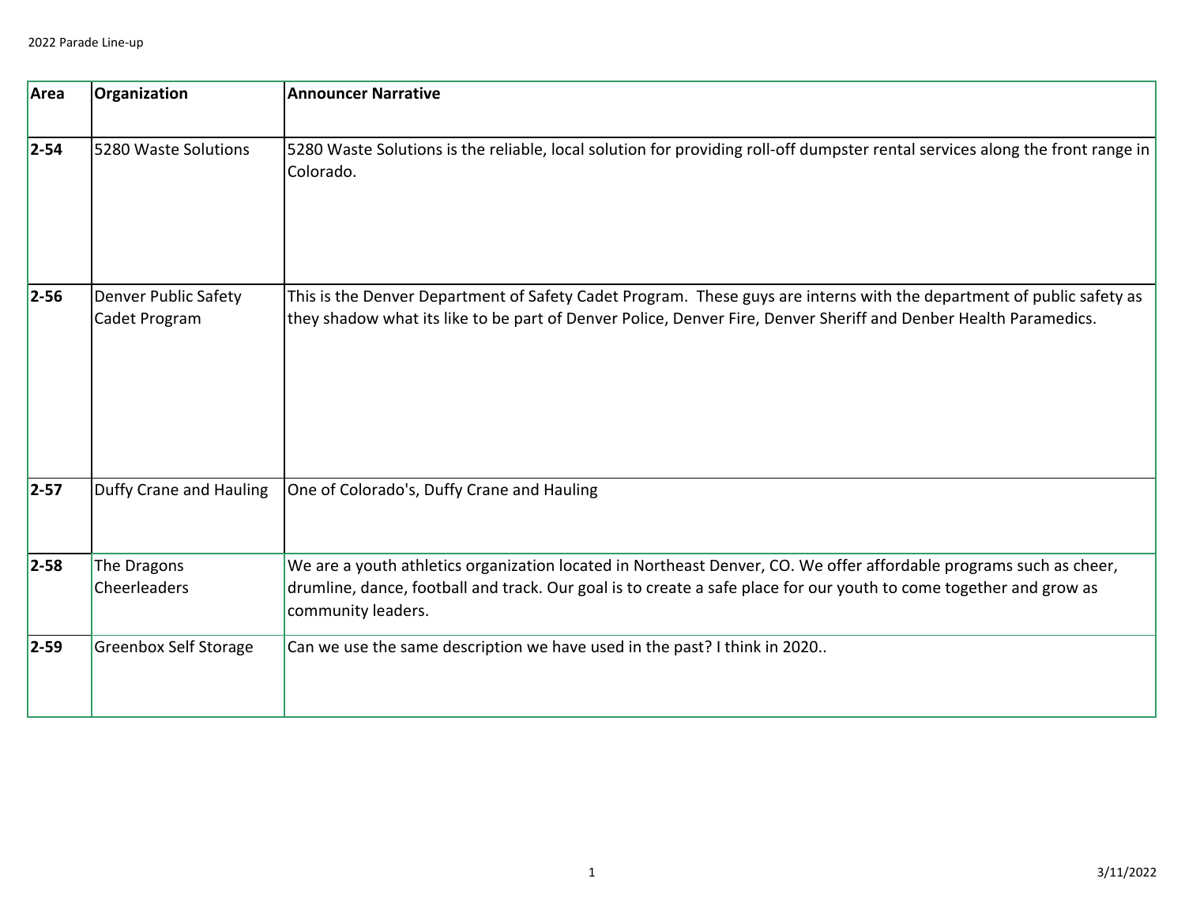| Area | Organization | Announcer Narrative |
|---|---|---|
| **2-54** | 5280 Waste Solutions | 5280 Waste Solutions is the reliable, local solution for providing roll-off dumpster rental services along the front range in Colorado. |
| **2-56** | Denver Public Safety Cadet Program | This is the Denver Department of Safety Cadet Program.  These guys are interns with the department of public safety as they shadow what its like to be part of Denver Police, Denver Fire, Denver Sheriff and Denber Health Paramedics. |
| **2-57** | Duffy Crane and Hauling | One of Colorado's, Duffy Crane and Hauling |
| **2-58** | The Dragons Cheerleaders | We are a youth athletics organization located in Northeast Denver, CO. We offer affordable programs such as cheer, drumline, dance, football and track. Our goal is to create a safe place for our youth to come together and grow as community leaders. |
| **2-59** | Greenbox Self Storage | Can we use the same description we have used in the past? I think in 2020.. |